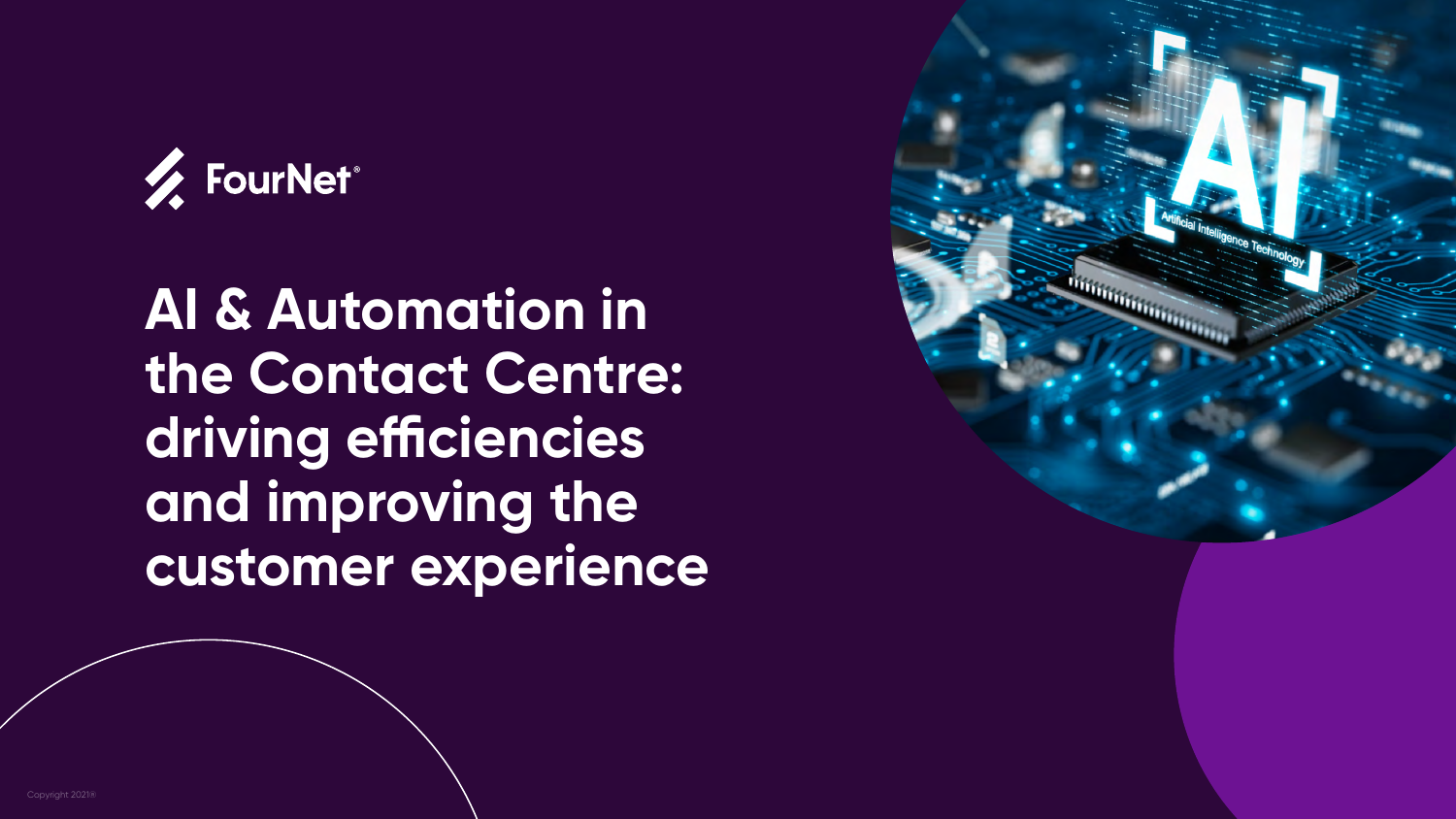FourNet®

# AI & Automation in the Contact Centre: driving efficiencies and improving the customer experience

Copyright 2021®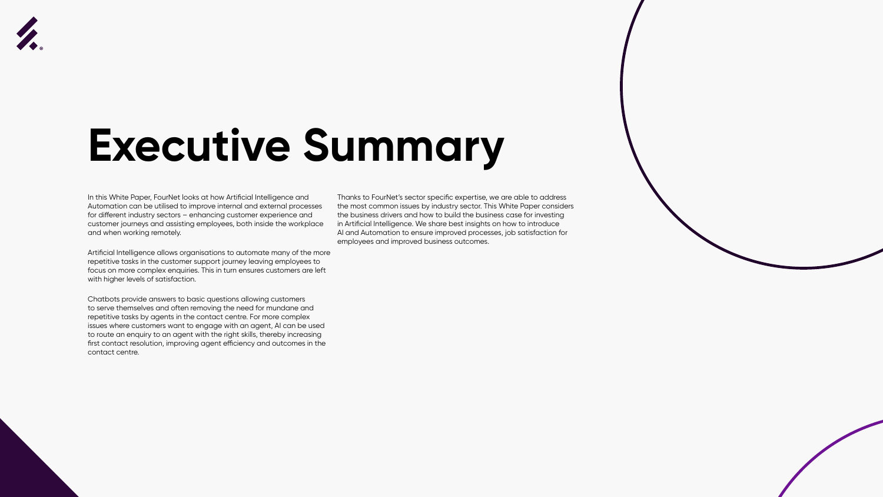# Executive Summary

In this White Paper, FourNet looks at how Artificial Intelligence and Automation can be utilised to improve internal and external processes for different industry sectors – enhancing customer experience and customer journeys and assisting employees, both inside the workplace and when working remotely.

Artificial Intelligence allows organisations to automate many of the more repetitive tasks in the customer support journey leaving employees to focus on more complex enquiries. This in turn ensures customers are left with higher levels of satisfaction.

Chatbots provide answers to basic questions allowing customers to serve themselves and often removing the need for mundane and repetitive tasks by agents in the contact centre. For more complex issues where customers want to engage with an agent, AI can be used to route an enquiry to an agent with the right skills, thereby increasing first contact resolution, improving agent efficiency and outcomes in the contact centre.

Thanks to FourNet's sector specific expertise, we are able to address the most common issues by industry sector. This White Paper considers the business drivers and how to build the business case for investing in Artificial Intelligence. We share best insights on how to introduce AI and Automation to ensure improved processes, job satisfaction for employees and improved business outcomes.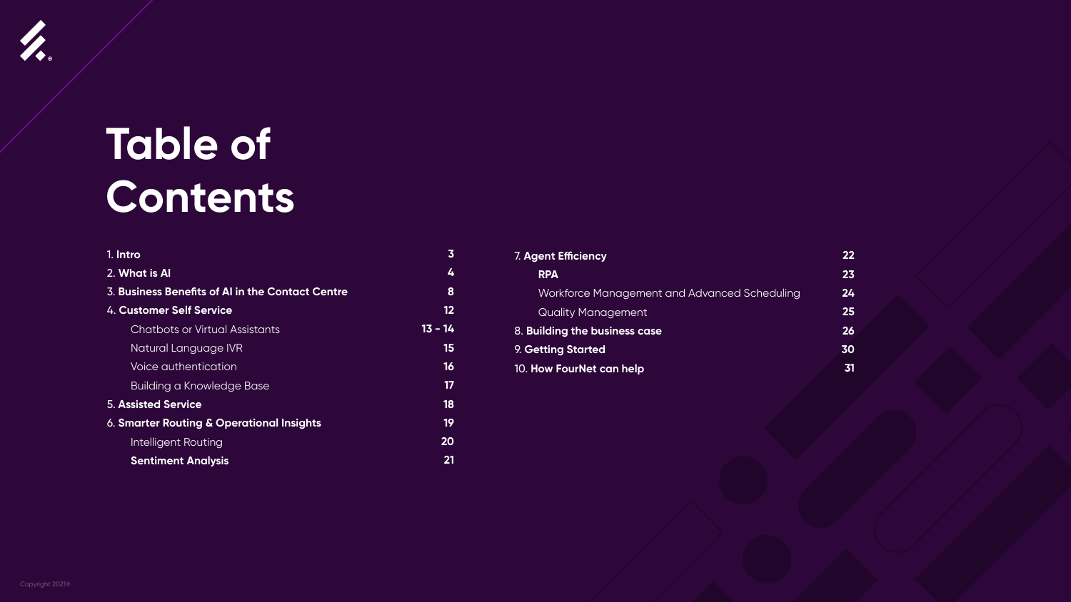# Table of Contents

| | |
|---|---|
| 1. **Intro** | **3** |
| 2. **What is AI** | **4** |
| 3. **Business Benefits of AI in the Contact Centre** | **8** |
| 4. **Customer Self Service** | **12** |
| Chatbots or Virtual Assistants | **13 - 14** |
| Natural Language IVR | **15** |
| Voice authentication | **16** |
| Building a Knowledge Base | **17** |
| 5. **Assisted Service** | **18** |
| 6. **Smarter Routing & Operational Insights** | **19** |
| Intelligent Routing | **20** |
| **Sentiment Analysis** | **21** |
| 7. **Agent Efficiency** | **22** |
| **RPA** | **23** |
| Workforce Management and Advanced Scheduling | **24** |
| Quality Management | **25** |
| 8. **Building the business case** | **26** |
| 9. **Getting Started** | **30** |
| 10. **How FourNet can help** | **31** |

Copyright 2021®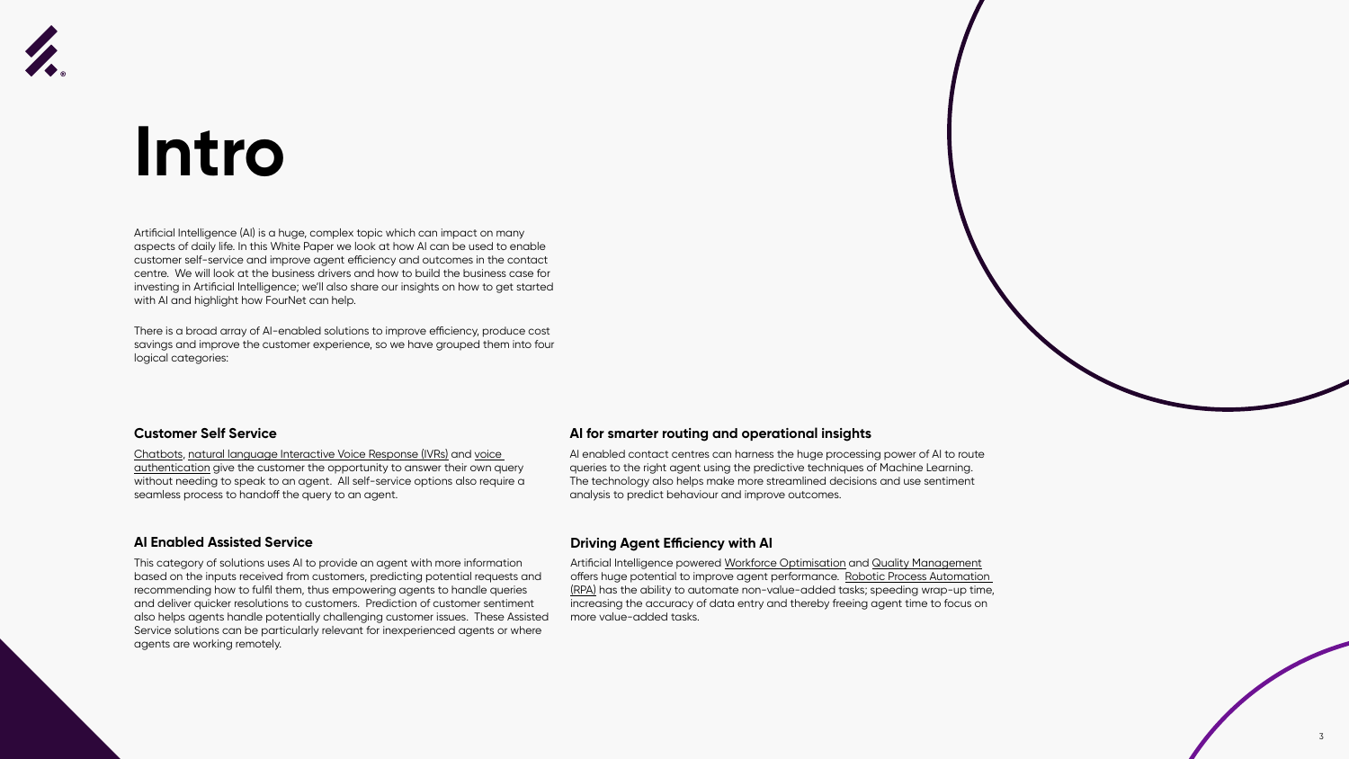# Intro

Artificial Intelligence (AI) is a huge, complex topic which can impact on many aspects of daily life. In this White Paper we look at how AI can be used to enable customer self-service and improve agent efficiency and outcomes in the contact centre. We will look at the business drivers and how to build the business case for investing in Artificial Intelligence; we'll also share our insights on how to get started with AI and highlight how FourNet can help.

There is a broad array of AI-enabled solutions to improve efficiency, produce cost savings and improve the customer experience, so we have grouped them into four logical categories:

### Customer Self Service

Chatbots, natural language Interactive Voice Response (IVRs) and voice authentication give the customer the opportunity to answer their own query without needing to speak to an agent. All self-service options also require a seamless process to handoff the query to an agent.

### AI Enabled Assisted Service

This category of solutions uses AI to provide an agent with more information based on the inputs received from customers, predicting potential requests and recommending how to fulfil them, thus empowering agents to handle queries and deliver quicker resolutions to customers. Prediction of customer sentiment also helps agents handle potentially challenging customer issues. These Assisted Service solutions can be particularly relevant for inexperienced agents or where agents are working remotely.

### AI for smarter routing and operational insights

AI enabled contact centres can harness the huge processing power of AI to route queries to the right agent using the predictive techniques of Machine Learning. The technology also helps make more streamlined decisions and use sentiment analysis to predict behaviour and improve outcomes.

### Driving Agent Efficiency with AI

Artificial Intelligence powered Workforce Optimisation and Quality Management offers huge potential to improve agent performance. Robotic Process Automation (RPA) has the ability to automate non-value-added tasks; speeding wrap-up time, increasing the accuracy of data entry and thereby freeing agent time to focus on more value-added tasks.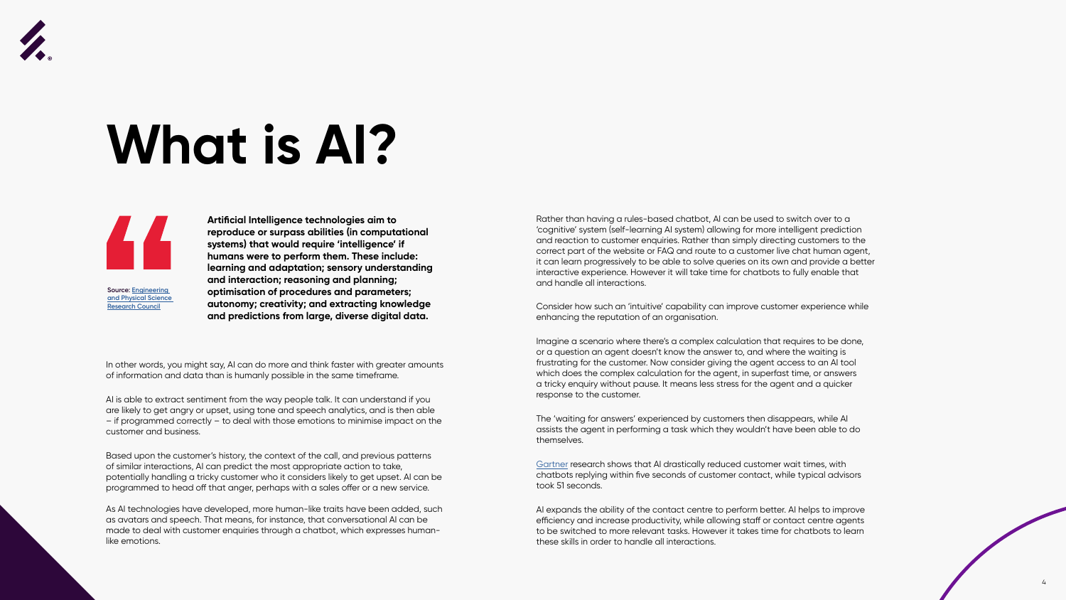# What is AI?

> **Artificial Intelligence technologies aim to reproduce or surpass abilities (in computational systems) that would require 'intelligence' if humans were to perform them. These include: learning and adaptation; sensory understanding and interaction; reasoning and planning; optimisation of procedures and parameters; autonomy; creativity; and extracting knowledge and predictions from large, diverse digital data.**

Source: Engineering and Physical Science Research Council

In other words, you might say, AI can do more and think faster with greater amounts of information and data than is humanly possible in the same timeframe.

AI is able to extract sentiment from the way people talk. It can understand if you are likely to get angry or upset, using tone and speech analytics, and is then able – if programmed correctly – to deal with those emotions to minimise impact on the customer and business.

Based upon the customer's history, the context of the call, and previous patterns of similar interactions, AI can predict the most appropriate action to take, potentially handling a tricky customer who it considers likely to get upset. AI can be programmed to head off that anger, perhaps with a sales offer or a new service.

As AI technologies have developed, more human-like traits have been added, such as avatars and speech. That means, for instance, that conversational AI can be made to deal with customer enquiries through a chatbot, which expresses human-like emotions.

Rather than having a rules-based chatbot, AI can be used to switch over to a 'cognitive' system (self-learning AI system) allowing for more intelligent prediction and reaction to customer enquiries. Rather than simply directing customers to the correct part of the website or FAQ and route to a customer live chat human agent, it can learn progressively to be able to solve queries on its own and provide a better interactive experience. However it will take time for chatbots to fully enable that and handle all interactions.

Consider how such an 'intuitive' capability can improve customer experience while enhancing the reputation of an organisation.

Imagine a scenario where there's a complex calculation that requires to be done, or a question an agent doesn't know the answer to, and where the waiting is frustrating for the customer. Now consider giving the agent access to an AI tool which does the complex calculation for the agent, in superfast time, or answers a tricky enquiry without pause. It means less stress for the agent and a quicker response to the customer.

The 'waiting for answers' experienced by customers then disappears, while AI assists the agent in performing a task which they wouldn't have been able to do themselves.

Gartner research shows that AI drastically reduced customer wait times, with chatbots replying within five seconds of customer contact, while typical advisors took 51 seconds.

AI expands the ability of the contact centre to perform better. AI helps to improve efficiency and increase productivity, while allowing staff or contact centre agents to be switched to more relevant tasks. However it takes time for chatbots to learn these skills in order to handle all interactions.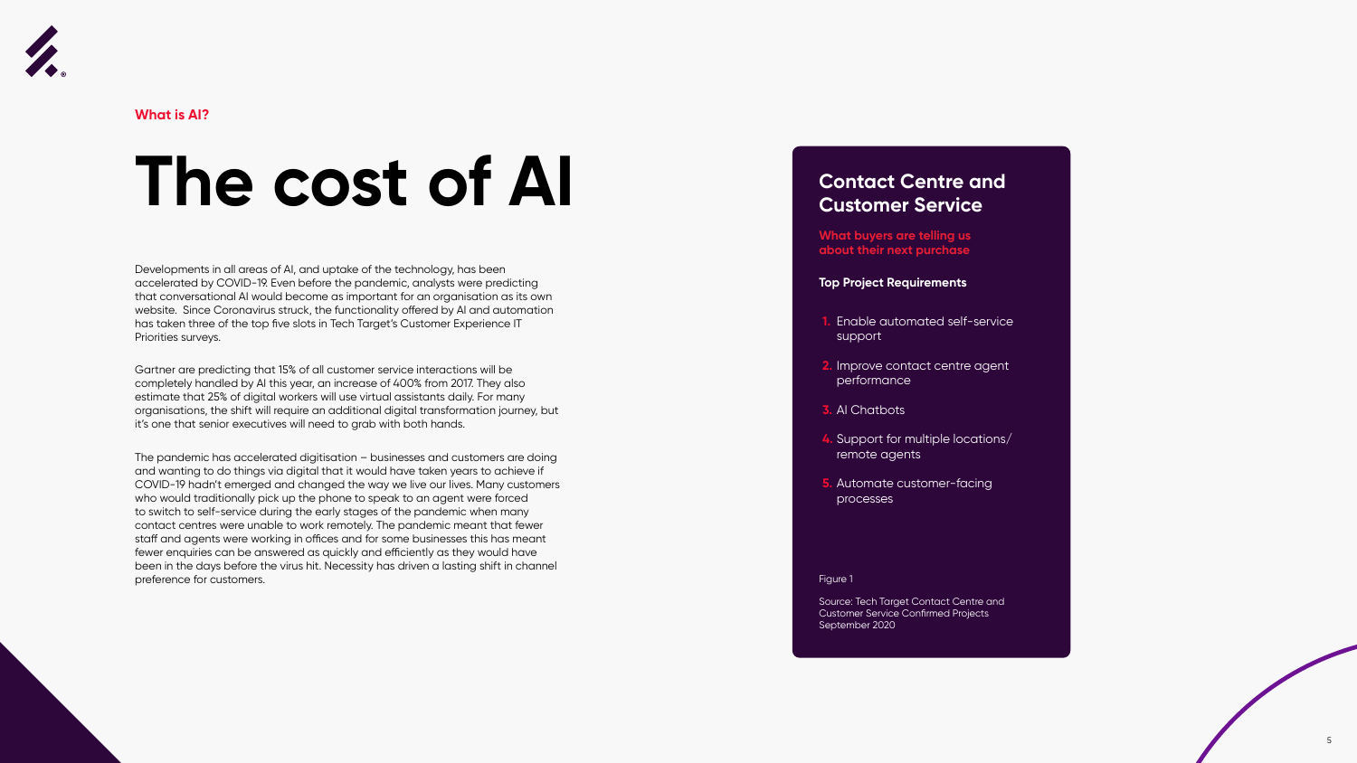What is AI?

# The cost of AI

Developments in all areas of AI, and uptake of the technology, has been accelerated by COVID-19. Even before the pandemic, analysts were predicting that conversational AI would become as important for an organisation as its own website. Since Coronavirus struck, the functionality offered by AI and automation has taken three of the top five slots in Tech Target's Customer Experience IT Priorities surveys.

Gartner are predicting that 15% of all customer service interactions will be completely handled by AI this year, an increase of 400% from 2017. They also estimate that 25% of digital workers will use virtual assistants daily. For many organisations, the shift will require an additional digital transformation journey, but it's one that senior executives will need to grab with both hands.

The pandemic has accelerated digitisation – businesses and customers are doing and wanting to do things via digital that it would have taken years to achieve if COVID-19 hadn't emerged and changed the way we live our lives. Many customers who would traditionally pick up the phone to speak to an agent were forced to switch to self-service during the early stages of the pandemic when many contact centres were unable to work remotely. The pandemic meant that fewer staff and agents were working in offices and for some businesses this has meant fewer enquiries can be answered as quickly and efficiently as they would have been in the days before the virus hit. Necessity has driven a lasting shift in channel preference for customers.

## Contact Centre and Customer Service

**What buyers are telling us about their next purchase**

**Top Project Requirements**

1. Enable automated self-service support
2. Improve contact centre agent performance
3. AI Chatbots
4. Support for multiple locations/remote agents
5. Automate customer-facing processes

Figure 1

Source: Tech Target Contact Centre and Customer Service Confirmed Projects September 2020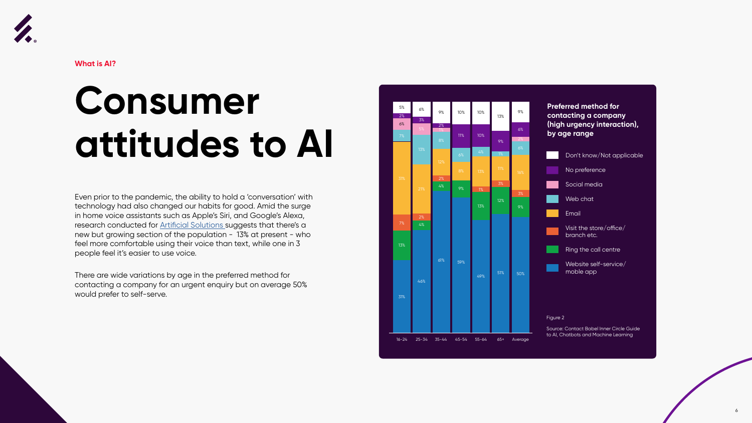What is AI?

# Consumer attitudes to AI

Even prior to the pandemic, the ability to hold a 'conversation' with technology had also changed our habits for good. Amid the surge in home voice assistants such as Apple's Siri, and Google's Alexa, research conducted for Artificial Solutions suggests that there's a new but growing section of the population - 13% at present - who feel more comfortable using their voice than text, while one in 3 people feel it's easier to use voice.

There are wide variations by age in the preferred method for contacting a company for an urgent enquiry but on average 50% would prefer to self-serve.

**Preferred method for contacting a company (high urgency interaction), by age range**

| | 16-24 | 25-34 | 35-44 | 45-54 | 55-64 | 65+ | Average |
|---|---|---|---|---|---|---|---|
| Don't know/Not applicable | 5% | 6% | 9% | 10% | 10% | 13% | 9% |
| No preference | 2% | 3% | 2% | 11% | 10% | 9% | 6% |
| Social media | 6% | 5% | 1% | | | | 2% |
| Web chat | 7% | 13% | 8% | 6% | 4% | 1% | 6% |
| Email | 31% | 21% | 12% | 8% | 13% | 11% | 16% |
| Visit the store/office/branch etc. | 7% | 2% | 2% | | 1% | 3% | 3% |
| Ring the call centre | 13% | 4% | 4% | 9% | 13% | 12% | 9% |
| Website self-service/moble app | 31% | 46% | 61% | 59% | 49% | 51% | 50% |

Figure 2

Source: Contact Babel Inner Circle Guide to AI, Chatbots and Machine Learning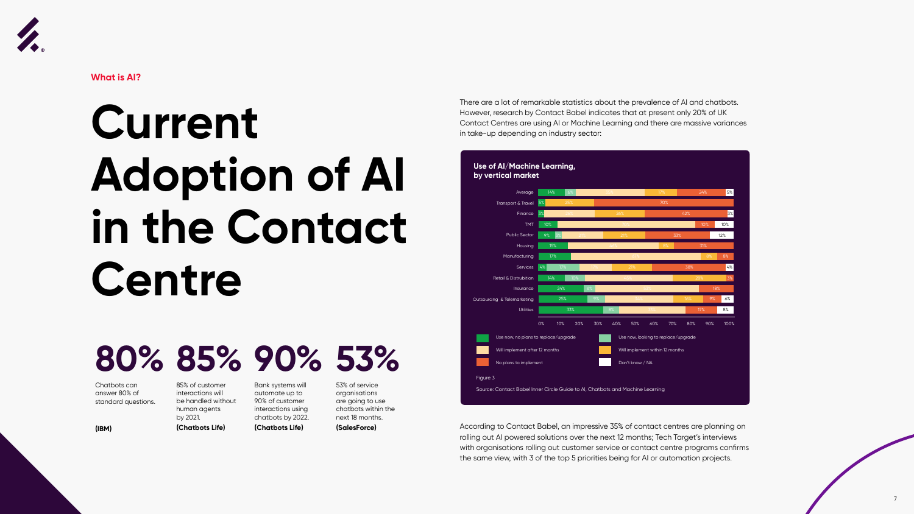**What is AI?**

# Current Adoption of AI in the Contact Centre

# 80%

Chatbots can answer 80% of standard questions.

**(IBM)**

# 85%

85% of customer interactions will be handled without human agents by 2021.

**(Chatbots Life)**

# 90%

Bank systems will automate up to 90% of customer interactions using chatbots by 2022.

**(Chatbots Life)**

# 53%

53% of service organisations are going to use chatbots within the next 18 months.

**(SalesForce)**

There are a lot of remarkable statistics about the prevalence of AI and chatbots. However, research by Contact Babel indicates that at present only 20% of UK Contact Centres are using AI or Machine Learning and there are massive variances in take-up depending on industry sector:

**Use of AI/Machine Learning, by vertical market**

Vertical markets: Average; Transport & Travel; Finance; TMT; Public Sector; Housing; Manufacturing; Services; Retail & Distrubution; Insurance; Outsourcing & Telemarketing; Utilities

Legend:
- Use now, no plans to replace/upgrade
- Use now, looking to replace/upgrade
- Will implement after 12 months
- Will implement within 12 months
- No plans to implement
- Don't know / NA

Figure 3

Source: Contact Babel Inner Circle Guide to AI, Chatbots and Machine Learning

According to Contact Babel, an impressive 35% of contact centres are planning on rolling out AI powered solutions over the next 12 months; Tech Target's interviews with organisations rolling out customer service or contact centre programs confirms the same view, with 3 of the top 5 priorities being for AI or automation projects.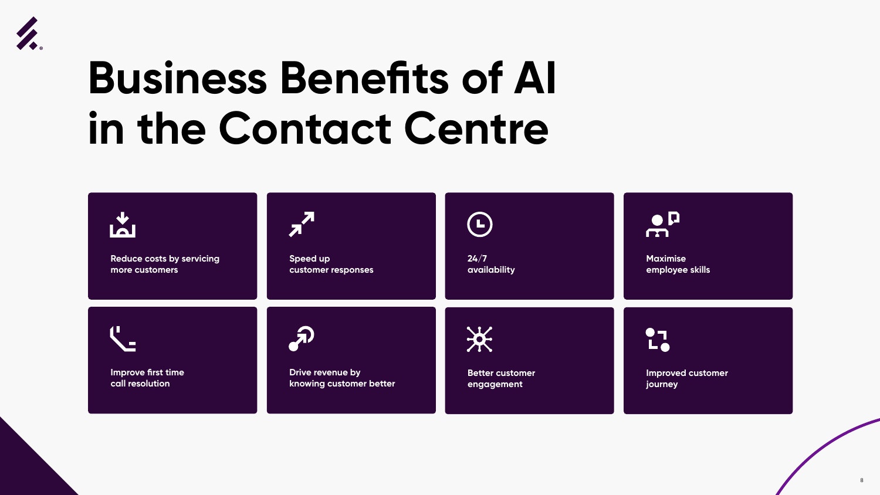# Business Benefits of AI in the Contact Centre

- Reduce costs by servicing more customers
- Speed up customer responses
- 24/7 availability
- Maximise employee skills
- Improve first time call resolution
- Drive revenue by knowing customer better
- Better customer engagement
- Improved customer journey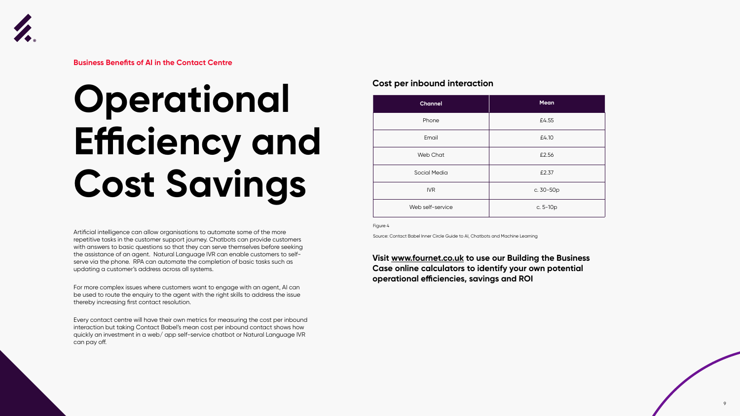Business Benefits of AI in the Contact Centre

# Operational Efficiency and Cost Savings

Artificial intelligence can allow organisations to automate some of the more repetitive tasks in the customer support journey. Chatbots can provide customers with answers to basic questions so that they can serve themselves before seeking the assistance of an agent. Natural Language IVR can enable customers to self-serve via the phone. RPA can automate the completion of basic tasks such as updating a customer's address across all systems.

For more complex issues where customers want to engage with an agent, AI can be used to route the enquiry to the agent with the right skills to address the issue thereby increasing first contact resolution.

Every contact centre will have their own metrics for measuring the cost per inbound interaction but taking Contact Babel's mean cost per inbound contact shows how quickly an investment in a web/ app self-service chatbot or Natural Language IVR can pay off.

### Cost per inbound interaction

| Channel | Mean |
| --- | --- |
| Phone | £4.55 |
| Email | £4.10 |
| Web Chat | £2.56 |
| Social Media | £2.37 |
| IVR | c. 30-50p |
| Web self-service | c. 5-10p |

Figure 4

Source: Contact Babel Inner Circle Guide to AI, Chatbots and Machine Learning

**Visit www.fournet.co.uk to use our Building the Business Case online calculators to identify your own potential operational efficiencies, savings and ROI**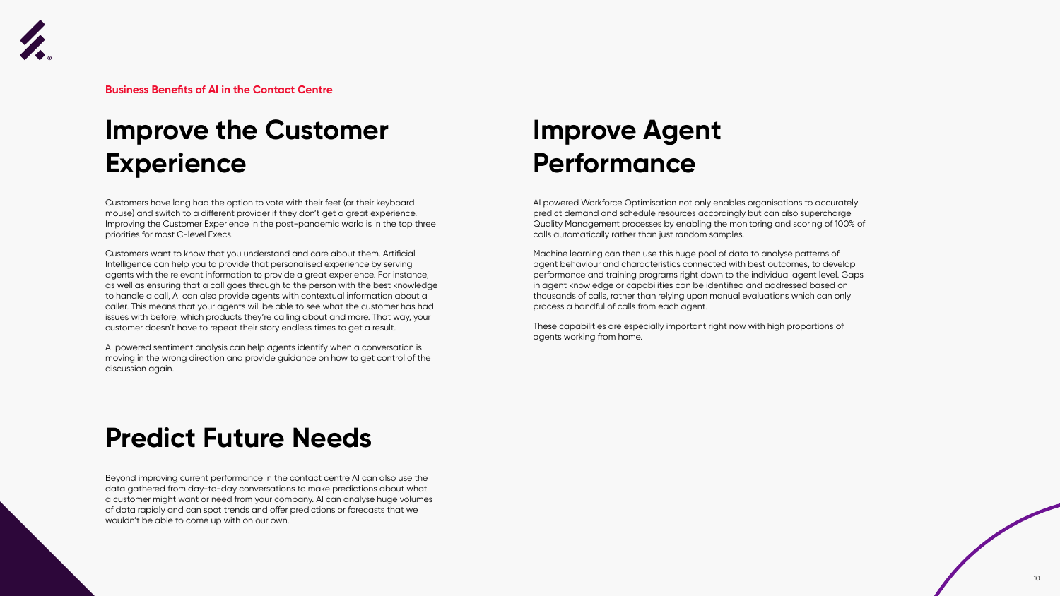**Business Benefits of AI in the Contact Centre**

# Improve the Customer Experience

Customers have long had the option to vote with their feet (or their keyboard mouse) and switch to a different provider if they don't get a great experience. Improving the Customer Experience in the post-pandemic world is in the top three priorities for most C-level Execs.

Customers want to know that you understand and care about them. Artificial Intelligence can help you to provide that personalised experience by serving agents with the relevant information to provide a great experience. For instance, as well as ensuring that a call goes through to the person with the best knowledge to handle a call, AI can also provide agents with contextual information about a caller. This means that your agents will be able to see what the customer has had issues with before, which products they're calling about and more. That way, your customer doesn't have to repeat their story endless times to get a result.

AI powered sentiment analysis can help agents identify when a conversation is moving in the wrong direction and provide guidance on how to get control of the discussion again.

# Predict Future Needs

Beyond improving current performance in the contact centre AI can also use the data gathered from day-to-day conversations to make predictions about what a customer might want or need from your company. AI can analyse huge volumes of data rapidly and can spot trends and offer predictions or forecasts that we wouldn't be able to come up with on our own.

# Improve Agent Performance

AI powered Workforce Optimisation not only enables organisations to accurately predict demand and schedule resources accordingly but can also supercharge Quality Management processes by enabling the monitoring and scoring of 100% of calls automatically rather than just random samples.

Machine learning can then use this huge pool of data to analyse patterns of agent behaviour and characteristics connected with best outcomes, to develop performance and training programs right down to the individual agent level. Gaps in agent knowledge or capabilities can be identified and addressed based on thousands of calls, rather than relying upon manual evaluations which can only process a handful of calls from each agent.

These capabilities are especially important right now with high proportions of agents working from home.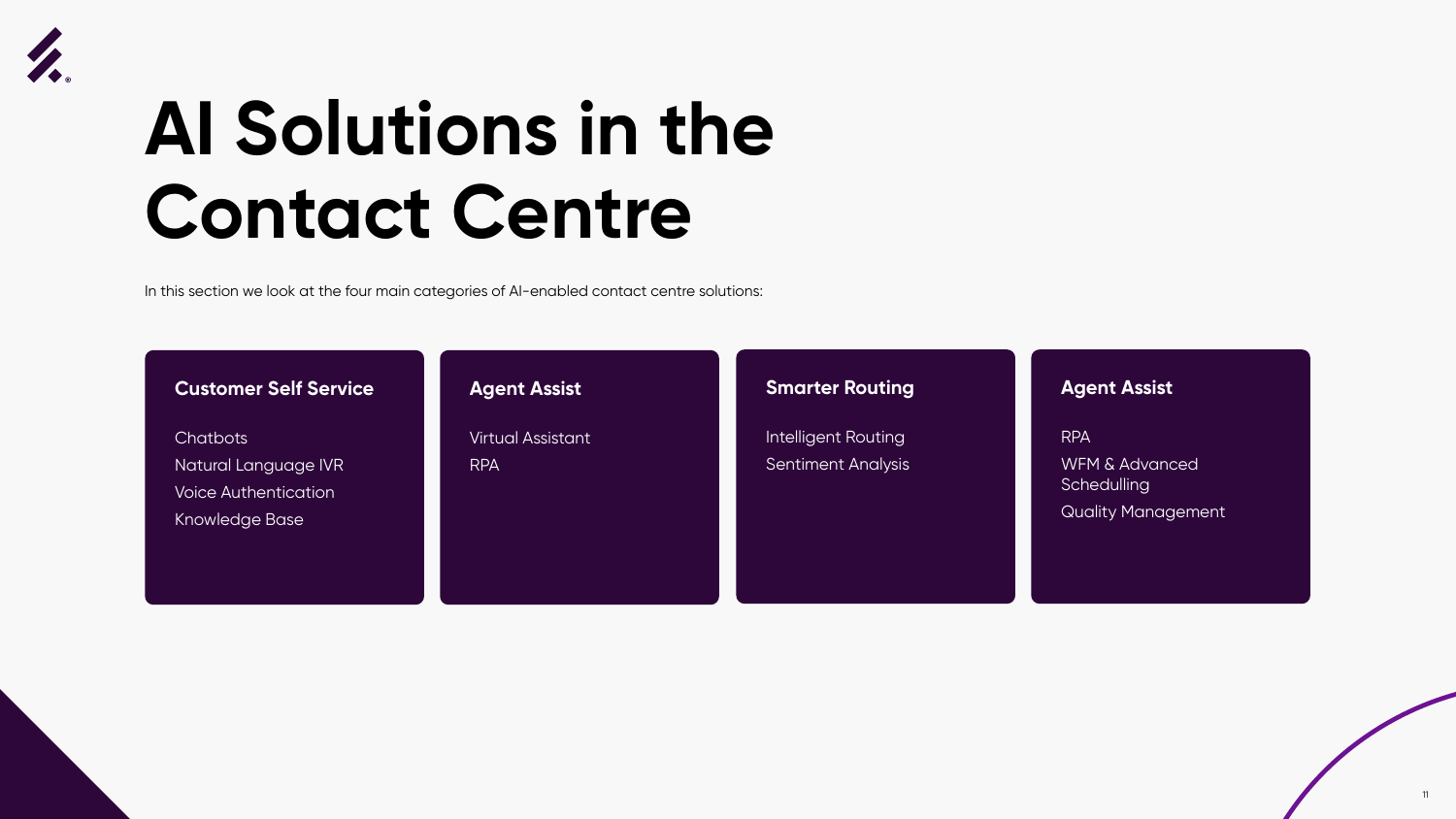# AI Solutions in the Contact Centre

In this section we look at the four main categories of AI-enabled contact centre solutions:

### Customer Self Service

- Chatbots
- Natural Language IVR
- Voice Authentication
- Knowledge Base

### Agent Assist

- Virtual Assistant
- RPA

### Smarter Routing

- Intelligent Routing
- Sentiment Analysis

### Agent Assist

- RPA
- WFM & Advanced Schedulling
- Quality Management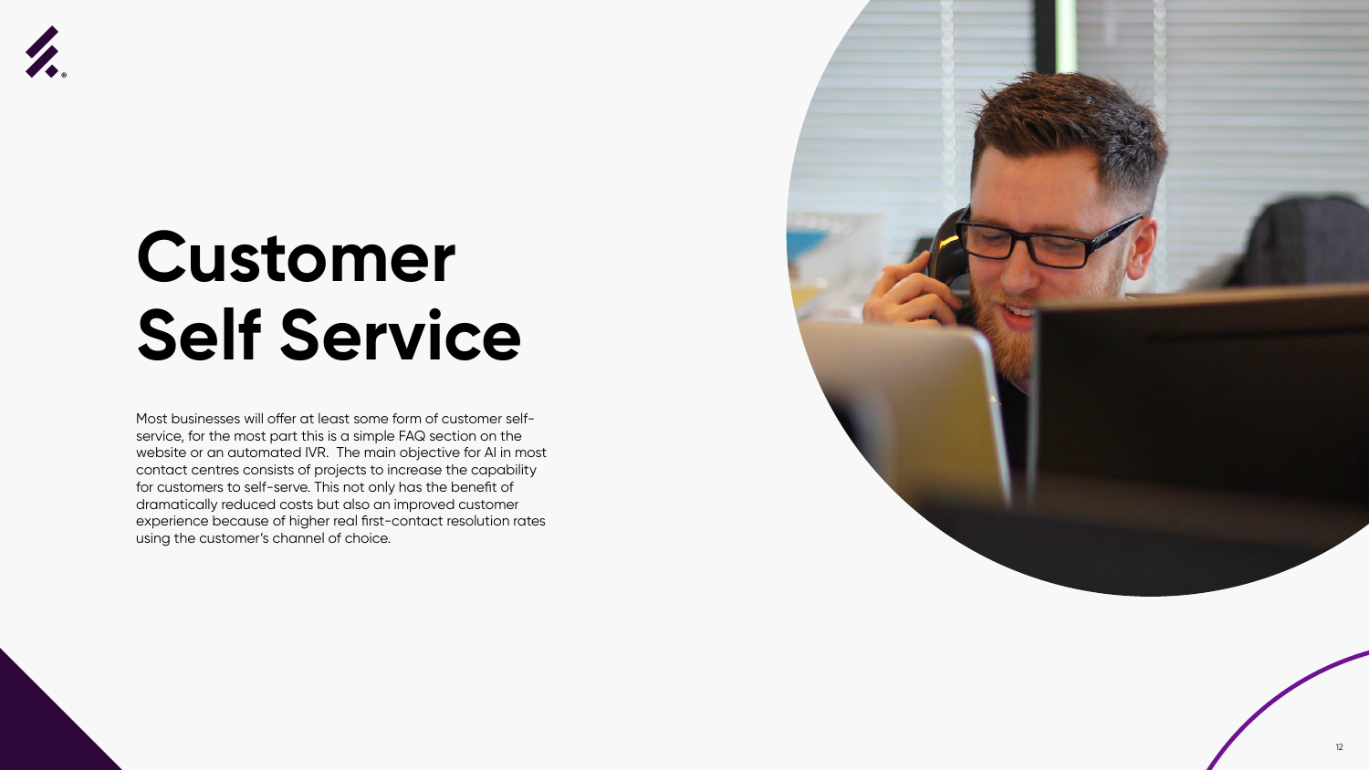# Customer Self Service

Most businesses will offer at least some form of customer self-service, for the most part this is a simple FAQ section on the website or an automated IVR. The main objective for AI in most contact centres consists of projects to increase the capability for customers to self-serve. This not only has the benefit of dramatically reduced costs but also an improved customer experience because of higher real first-contact resolution rates using the customer's channel of choice.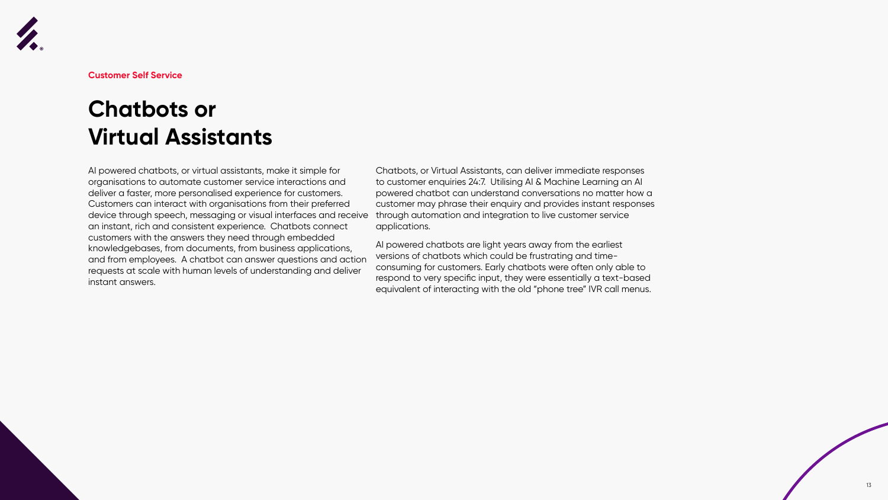**Customer Self Service**

# Chatbots or Virtual Assistants

AI powered chatbots, or virtual assistants, make it simple for organisations to automate customer service interactions and deliver a faster, more personalised experience for customers. Customers can interact with organisations from their preferred device through speech, messaging or visual interfaces and receive an instant, rich and consistent experience. Chatbots connect customers with the answers they need through embedded knowledgebases, from documents, from business applications, and from employees. A chatbot can answer questions and action requests at scale with human levels of understanding and deliver instant answers.

Chatbots, or Virtual Assistants, can deliver immediate responses to customer enquiries 24:7. Utilising AI & Machine Learning an AI powered chatbot can understand conversations no matter how a customer may phrase their enquiry and provides instant responses through automation and integration to live customer service applications.

AI powered chatbots are light years away from the earliest versions of chatbots which could be frustrating and time-consuming for customers. Early chatbots were often only able to respond to very specific input, they were essentially a text-based equivalent of interacting with the old "phone tree" IVR call menus.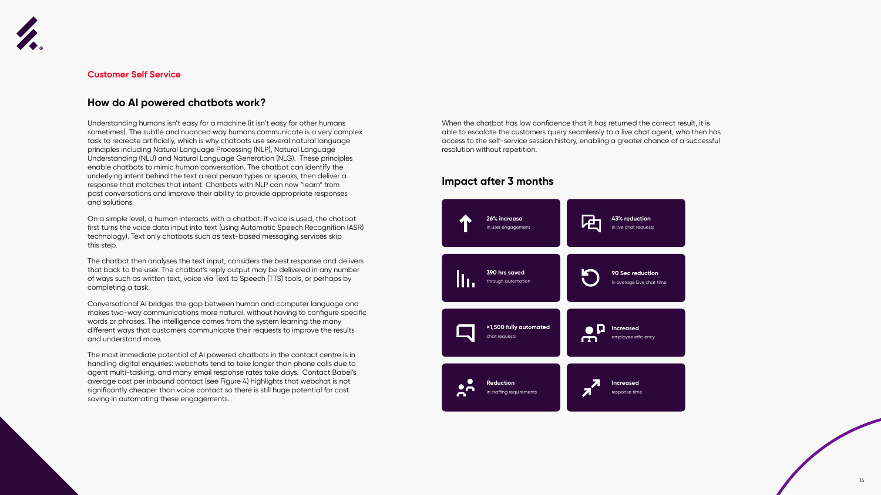**Customer Self Service**

## How do AI powered chatbots work?

Understanding humans isn't easy for a machine (it isn't easy for other humans sometimes). The subtle and nuanced way humans communicate is a very complex task to recreate artificially, which is why chatbots use several natural language principles including Natural Language Processing (NLP), Natural Language Understanding (NLU) and Natural Language Generation (NLG). These principles enable chatbots to mimic human conversation. The chatbot can identify the underlying intent behind the text a real person types or speaks, then deliver a response that matches that intent. Chatbots with NLP can now "learn" from past conversations and improve their ability to provide appropriate responses and solutions.

On a simple level, a human interacts with a chatbot. If voice is used, the chatbot first turns the voice data input into text (using Automatic Speech Recognition (ASR) technology). Text only chatbots such as text-based messaging services skip this step.

The chatbot then analyses the text input, considers the best response and delivers that back to the user. The chatbot's reply output may be delivered in any number of ways such as written text, voice via Text to Speech (TTS) tools, or perhaps by completing a task.

Conversational AI bridges the gap between human and computer language and makes two-way communications more natural, without having to configure specific words or phrases. The intelligence comes from the system learning the many different ways that customers communicate their requests to improve the results and understand more.

The most immediate potential of AI powered chatbots in the contact centre is in handling digital enquiries: webchats tend to take longer than phone calls due to agent multi-tasking, and many email response rates take days. Contact Babel's average cost per inbound contact (see Figure 4) highlights that webchat is not significantly cheaper than voice contact so there is still huge potential for cost saving in automating these engagements.

When the chatbot has low confidence that it has returned the correct result, it is able to escalate the customers query seamlessly to a live chat agent, who then has access to the self-service session history, enabling a greater chance of a successful resolution without repetition.

## Impact after 3 months

- **26% increase** in user engagement
- **43% reduction** in live chat requests
- **390 hrs saved** through automation
- **90 Sec reduction** in average Live chat time
- **>1,500 fully automated** chat requests
- **Increased** employee efficiency
- **Reduction** in staffing requirements
- **Increased** response time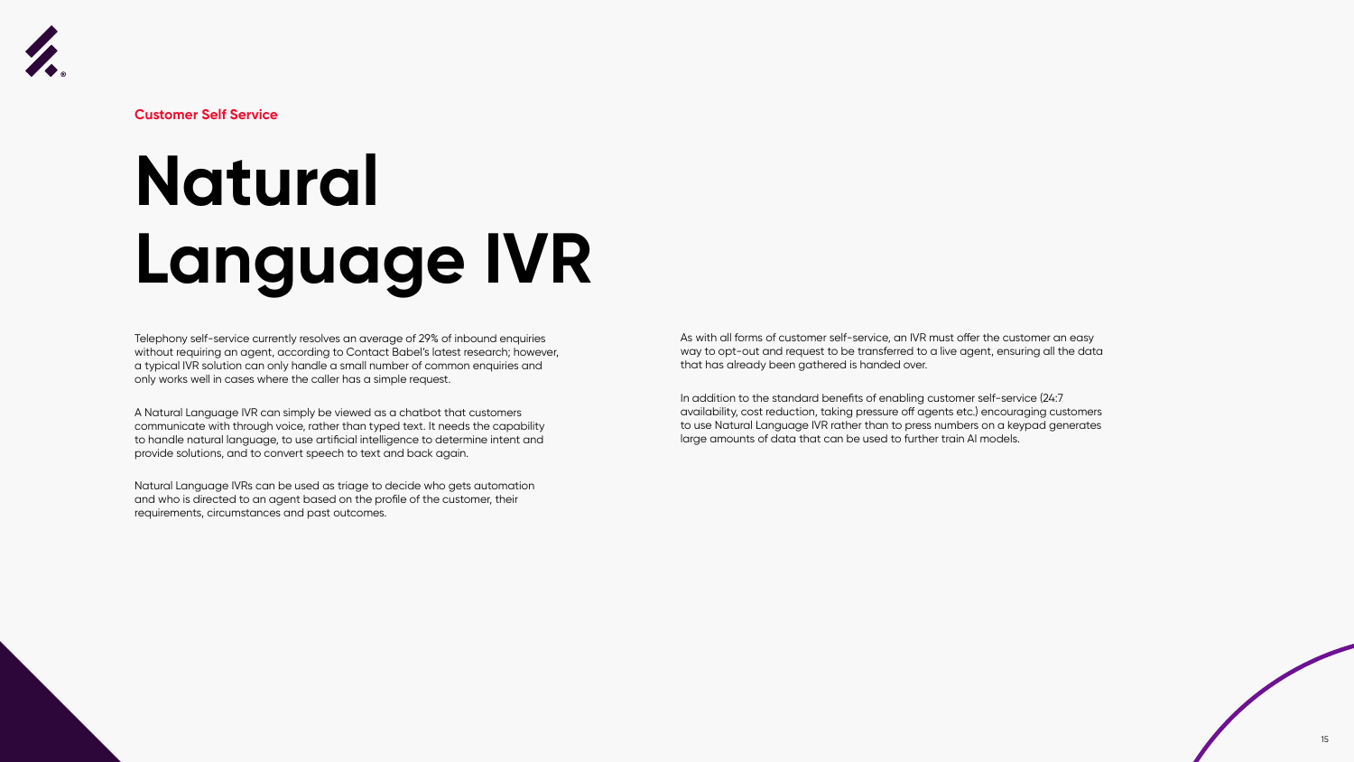Customer Self Service

# Natural Language IVR

Telephony self-service currently resolves an average of 29% of inbound enquiries without requiring an agent, according to Contact Babel's latest research; however, a typical IVR solution can only handle a small number of common enquiries and only works well in cases where the caller has a simple request.

A Natural Language IVR can simply be viewed as a chatbot that customers communicate with through voice, rather than typed text. It needs the capability to handle natural language, to use artificial intelligence to determine intent and provide solutions, and to convert speech to text and back again.

Natural Language IVRs can be used as triage to decide who gets automation and who is directed to an agent based on the profile of the customer, their requirements, circumstances and past outcomes.

As with all forms of customer self-service, an IVR must offer the customer an easy way to opt-out and request to be transferred to a live agent, ensuring all the data that has already been gathered is handed over.

In addition to the standard benefits of enabling customer self-service (24:7 availability, cost reduction, taking pressure off agents etc.) encouraging customers to use Natural Language IVR rather than to press numbers on a keypad generates large amounts of data that can be used to further train AI models.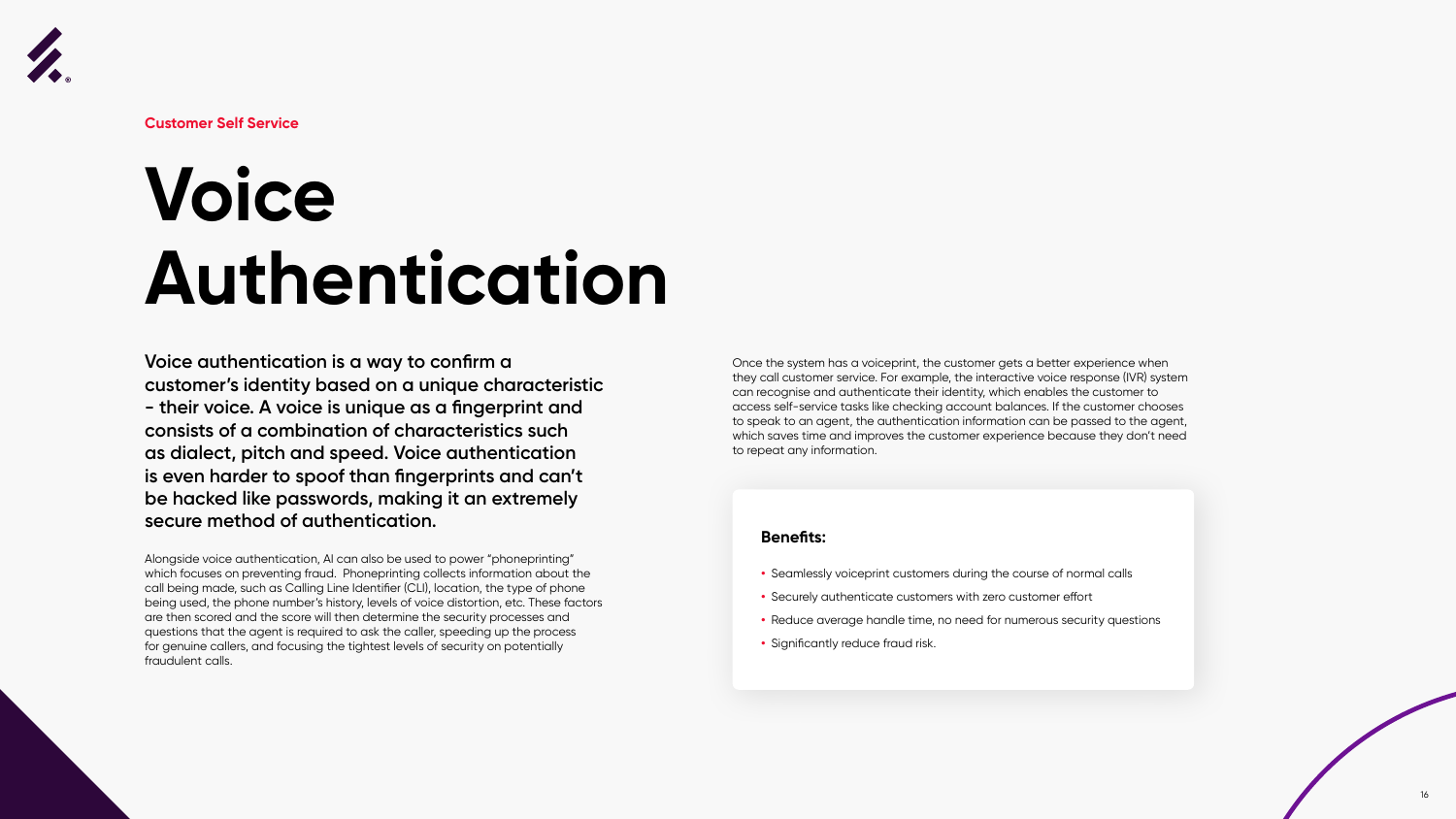Customer Self Service

# Voice Authentication

**Voice authentication is a way to confirm a customer's identity based on a unique characteristic - their voice. A voice is unique as a fingerprint and consists of a combination of characteristics such as dialect, pitch and speed. Voice authentication is even harder to spoof than fingerprints and can't be hacked like passwords, making it an extremely secure method of authentication.**

Alongside voice authentication, AI can also be used to power "phoneprinting" which focuses on preventing fraud. Phoneprinting collects information about the call being made, such as Calling Line Identifier (CLI), location, the type of phone being used, the phone number's history, levels of voice distortion, etc. These factors are then scored and the score will then determine the security processes and questions that the agent is required to ask the caller, speeding up the process for genuine callers, and focusing the tightest levels of security on potentially fraudulent calls.

Once the system has a voiceprint, the customer gets a better experience when they call customer service. For example, the interactive voice response (IVR) system can recognise and authenticate their identity, which enables the customer to access self-service tasks like checking account balances. If the customer chooses to speak to an agent, the authentication information can be passed to the agent, which saves time and improves the customer experience because they don't need to repeat any information.

**Benefits:**

- Seamlessly voiceprint customers during the course of normal calls
- Securely authenticate customers with zero customer effort
- Reduce average handle time, no need for numerous security questions
- Significantly reduce fraud risk.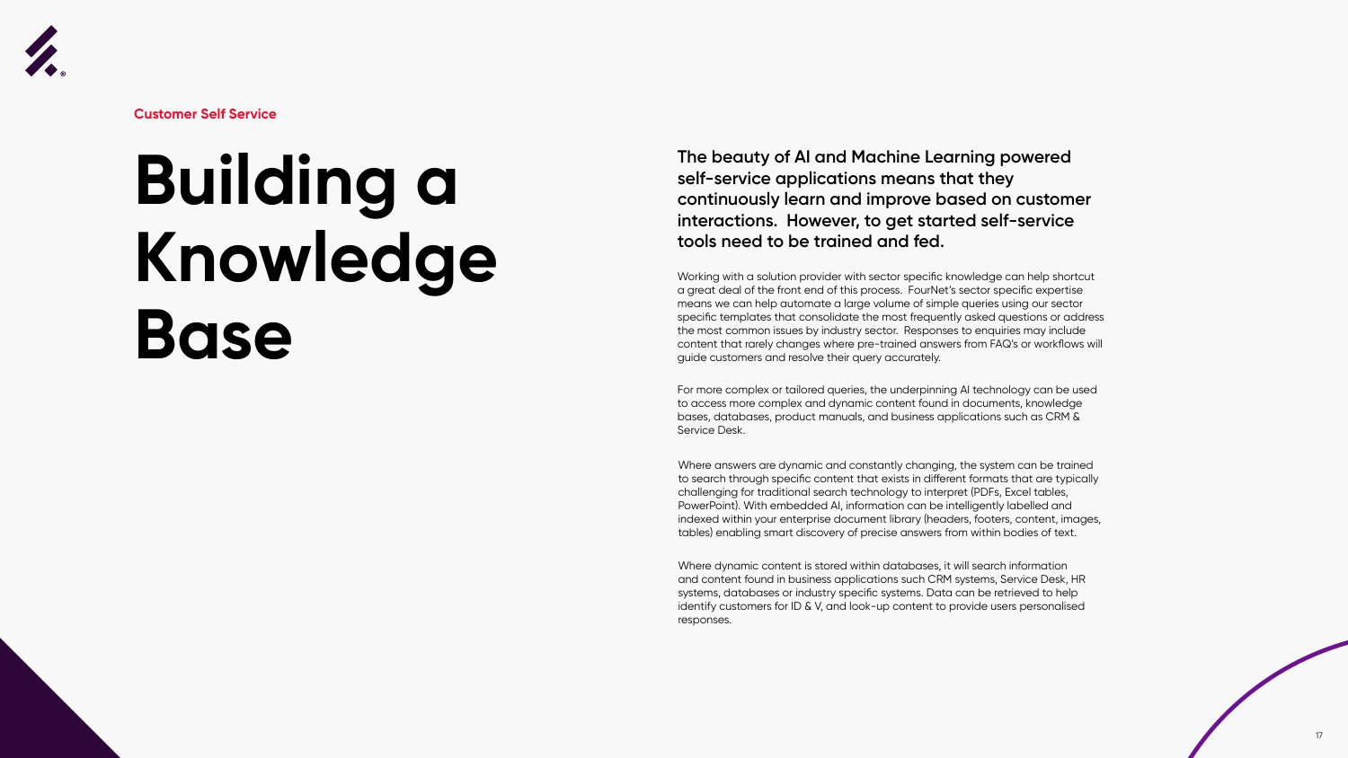Customer Self Service

# Building a Knowledge Base

**The beauty of AI and Machine Learning powered self-service applications means that they continuously learn and improve based on customer interactions. However, to get started self-service tools need to be trained and fed.**

Working with a solution provider with sector specific knowledge can help shortcut a great deal of the front end of this process. FourNet's sector specific expertise means we can help automate a large volume of simple queries using our sector specific templates that consolidate the most frequently asked questions or address the most common issues by industry sector. Responses to enquiries may include content that rarely changes where pre-trained answers from FAQ's or workflows will guide customers and resolve their query accurately.

For more complex or tailored queries, the underpinning AI technology can be used to access more complex and dynamic content found in documents, knowledge bases, databases, product manuals, and business applications such as CRM & Service Desk.

Where answers are dynamic and constantly changing, the system can be trained to search through specific content that exists in different formats that are typically challenging for traditional search technology to interpret (PDFs, Excel tables, PowerPoint). With embedded AI, information can be intelligently labelled and indexed within your enterprise document library (headers, footers, content, images, tables) enabling smart discovery of precise answers from within bodies of text.

Where dynamic content is stored within databases, it will search information and content found in business applications such CRM systems, Service Desk, HR systems, databases or industry specific systems. Data can be retrieved to help identify customers for ID & V, and look-up content to provide users personalised responses.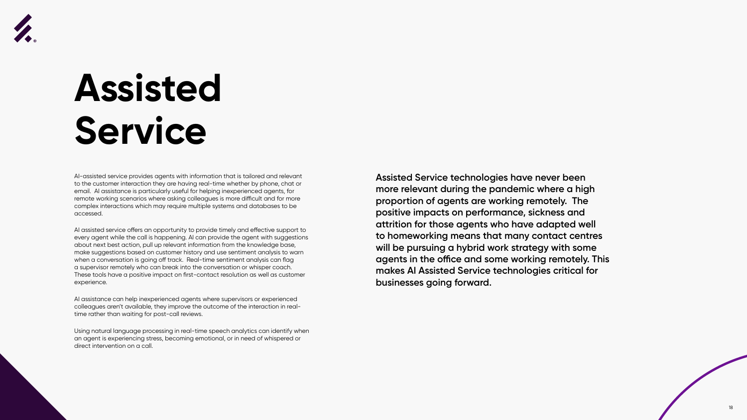# Assisted Service

AI-assisted service provides agents with information that is tailored and relevant to the customer interaction they are having real-time whether by phone, chat or email.  AI assistance is particularly useful for helping inexperienced agents, for remote working scenarios where asking colleagues is more difficult and for more complex interactions which may require multiple systems and databases to be accessed.

AI assisted service offers an opportunity to provide timely and effective support to every agent while the call is happening. AI can provide the agent with suggestions about next best action, pull up relevant information from the knowledge base, make suggestions based on customer history and use sentiment analysis to warn when a conversation is going off track.  Real-time sentiment analysis can flag a supervisor remotely who can break into the conversation or whisper coach. These tools have a positive impact on first-contact resolution as well as customer experience.

AI assistance can help inexperienced agents where supervisors or experienced colleagues aren't available, they improve the outcome of the interaction in real-time rather than waiting for post-call reviews.

Using natural language processing in real-time speech analytics can identify when an agent is experiencing stress, becoming emotional, or in need of whispered or direct intervention on a call.

**Assisted Service technologies have never been more relevant during the pandemic where a high proportion of agents are working remotely.  The positive impacts on performance, sickness and attrition for those agents who have adapted well to homeworking means that many contact centres will be pursuing a hybrid work strategy with some agents in the office and some working remotely. This makes AI Assisted Service technologies critical for businesses going forward.**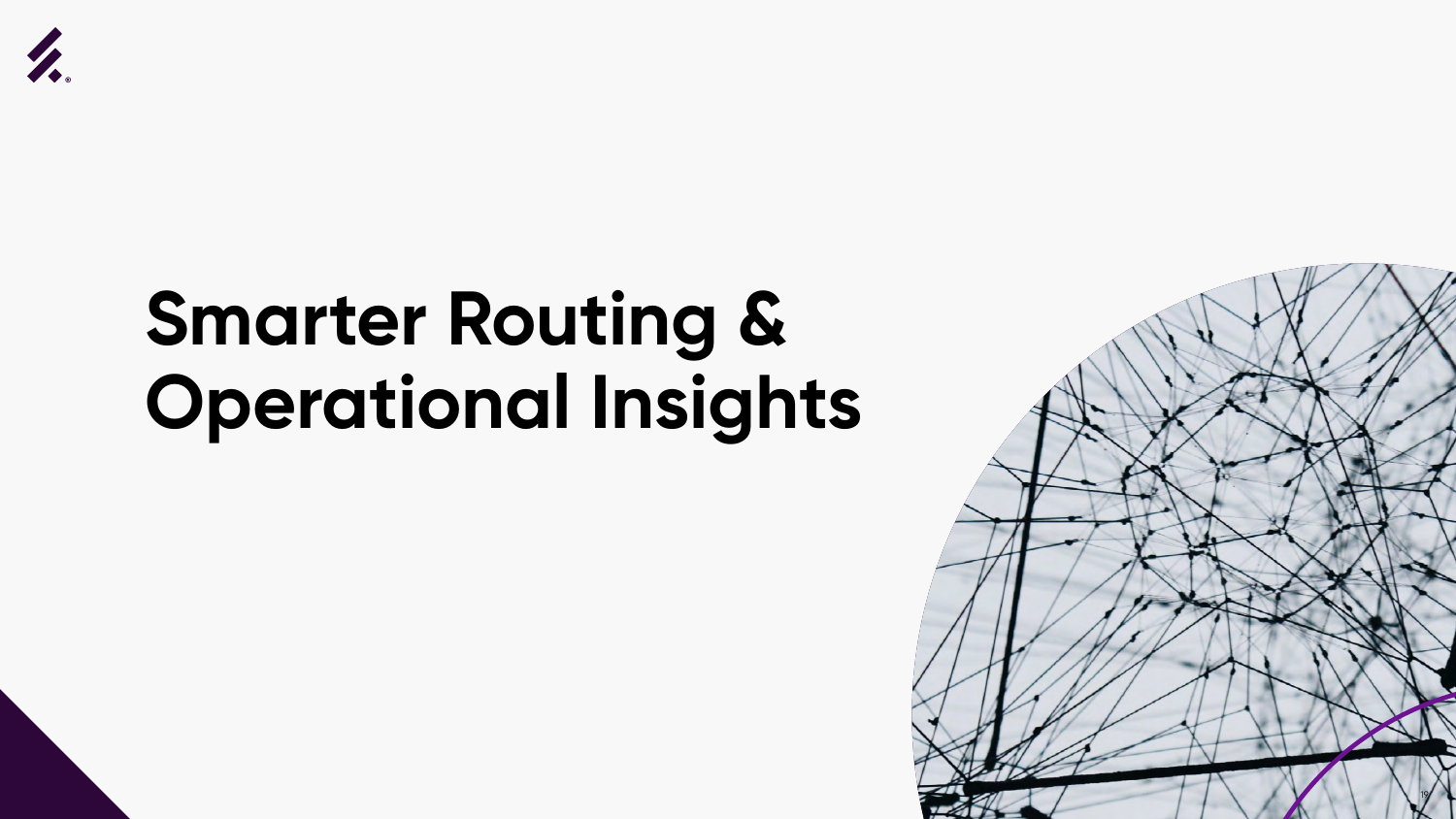# Smarter Routing & Operational Insights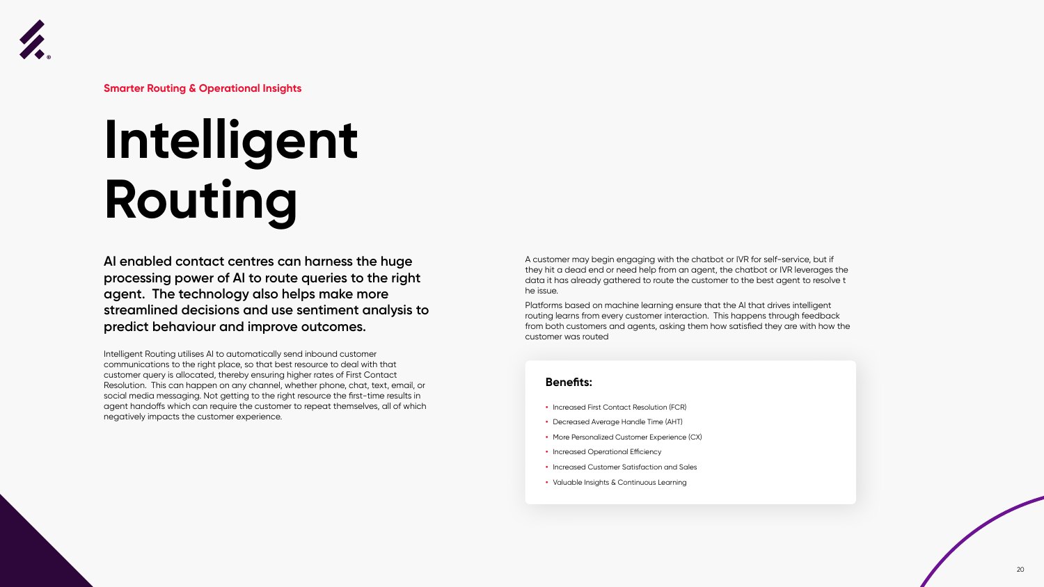Smarter Routing & Operational Insights

# Intelligent Routing

**AI enabled contact centres can harness the huge processing power of AI to route queries to the right agent. The technology also helps make more streamlined decisions and use sentiment analysis to predict behaviour and improve outcomes.**

Intelligent Routing utilises AI to automatically send inbound customer communications to the right place, so that best resource to deal with that customer query is allocated, thereby ensuring higher rates of First Contact Resolution. This can happen on any channel, whether phone, chat, text, email, or social media messaging. Not getting to the right resource the first-time results in agent handoffs which can require the customer to repeat themselves, all of which negatively impacts the customer experience.

A customer may begin engaging with the chatbot or IVR for self-service, but if they hit a dead end or need help from an agent, the chatbot or IVR leverages the data it has already gathered to route the customer to the best agent to resolve t he issue.

Platforms based on machine learning ensure that the AI that drives intelligent routing learns from every customer interaction. This happens through feedback from both customers and agents, asking them how satisfied they are with how the customer was routed

**Benefits:**

- Increased First Contact Resolution (FCR)
- Decreased Average Handle Time (AHT)
- More Personalized Customer Experience (CX)
- Increased Operational Efficiency
- Increased Customer Satisfaction and Sales
- Valuable Insights & Continuous Learning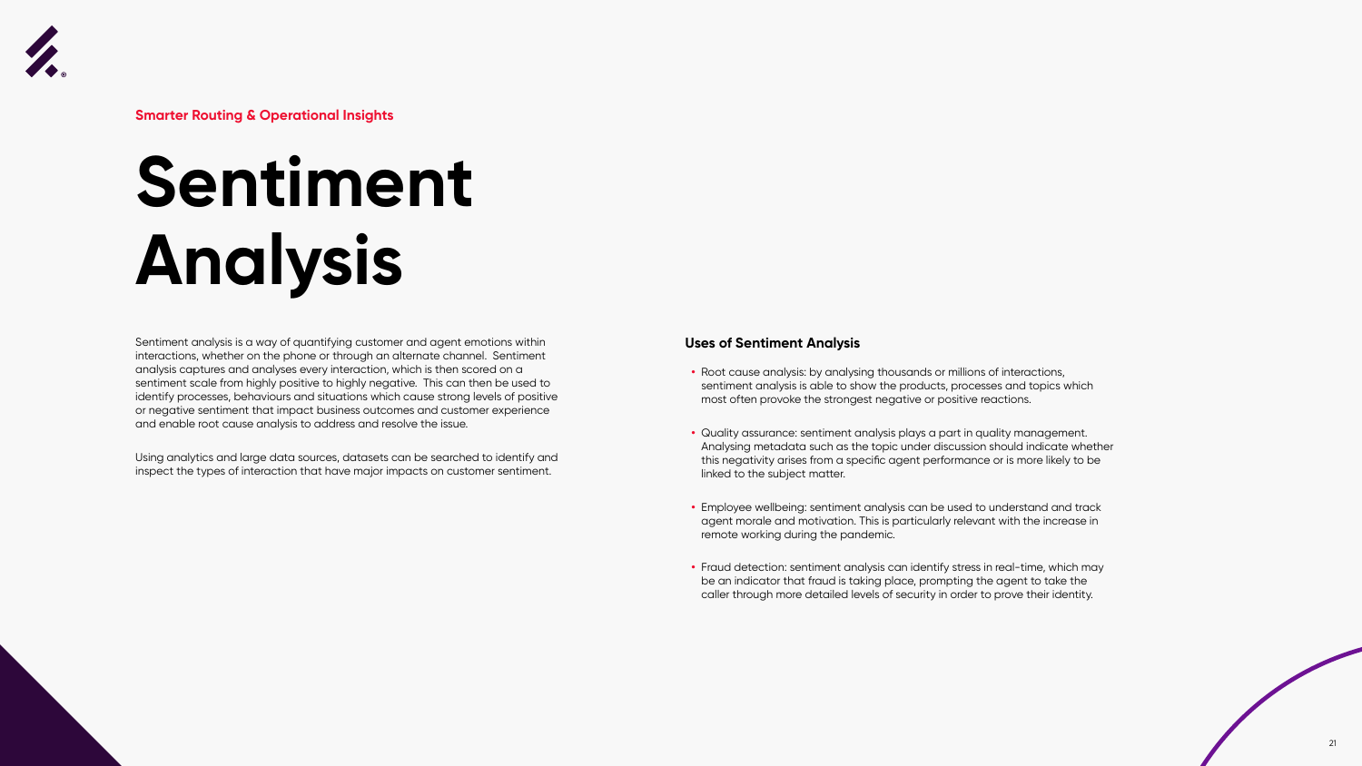**Smarter Routing & Operational Insights**

# Sentiment Analysis

Sentiment analysis is a way of quantifying customer and agent emotions within interactions, whether on the phone or through an alternate channel. Sentiment analysis captures and analyses every interaction, which is then scored on a sentiment scale from highly positive to highly negative. This can then be used to identify processes, behaviours and situations which cause strong levels of positive or negative sentiment that impact business outcomes and customer experience and enable root cause analysis to address and resolve the issue.

Using analytics and large data sources, datasets can be searched to identify and inspect the types of interaction that have major impacts on customer sentiment.

### Uses of Sentiment Analysis

- Root cause analysis: by analysing thousands or millions of interactions, sentiment analysis is able to show the products, processes and topics which most often provoke the strongest negative or positive reactions.
- Quality assurance: sentiment analysis plays a part in quality management. Analysing metadata such as the topic under discussion should indicate whether this negativity arises from a specific agent performance or is more likely to be linked to the subject matter.
- Employee wellbeing: sentiment analysis can be used to understand and track agent morale and motivation. This is particularly relevant with the increase in remote working during the pandemic.
- Fraud detection: sentiment analysis can identify stress in real-time, which may be an indicator that fraud is taking place, prompting the agent to take the caller through more detailed levels of security in order to prove their identity.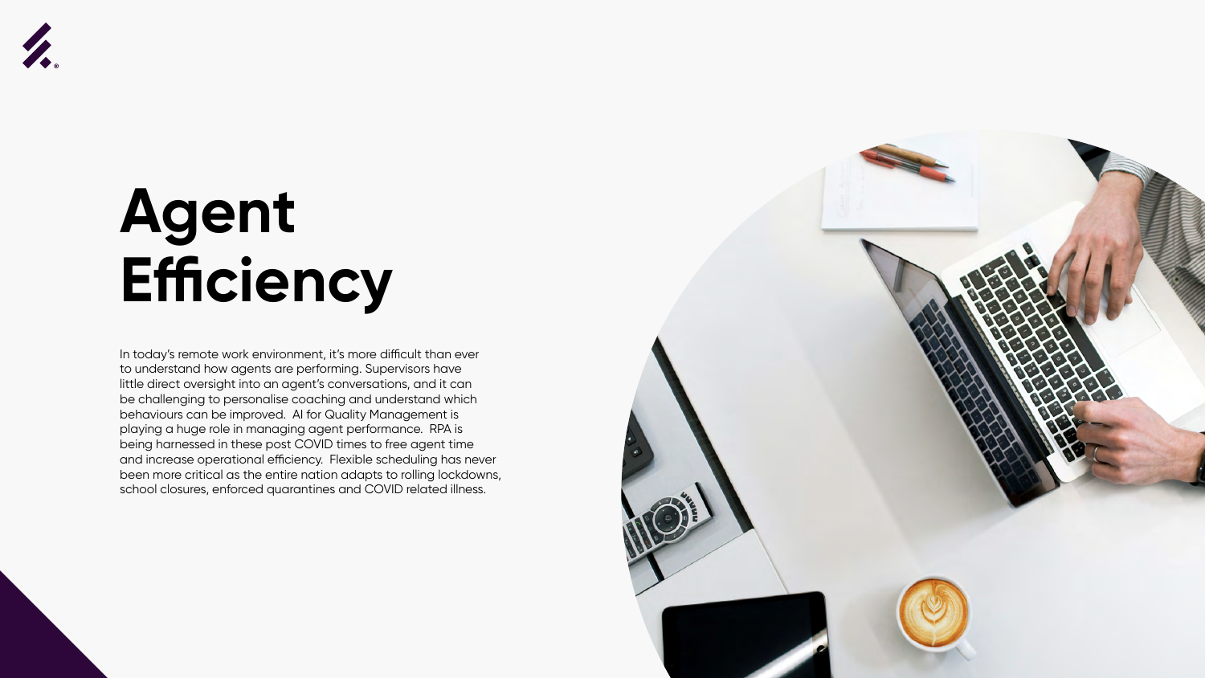# Agent Efficiency

In today's remote work environment, it's more difficult than ever to understand how agents are performing. Supervisors have little direct oversight into an agent's conversations, and it can be challenging to personalise coaching and understand which behaviours can be improved.  AI for Quality Management is playing a huge role in managing agent performance.  RPA is being harnessed in these post COVID times to free agent time and increase operational efficiency.  Flexible scheduling has never been more critical as the entire nation adapts to rolling lockdowns, school closures, enforced quarantines and COVID related illness.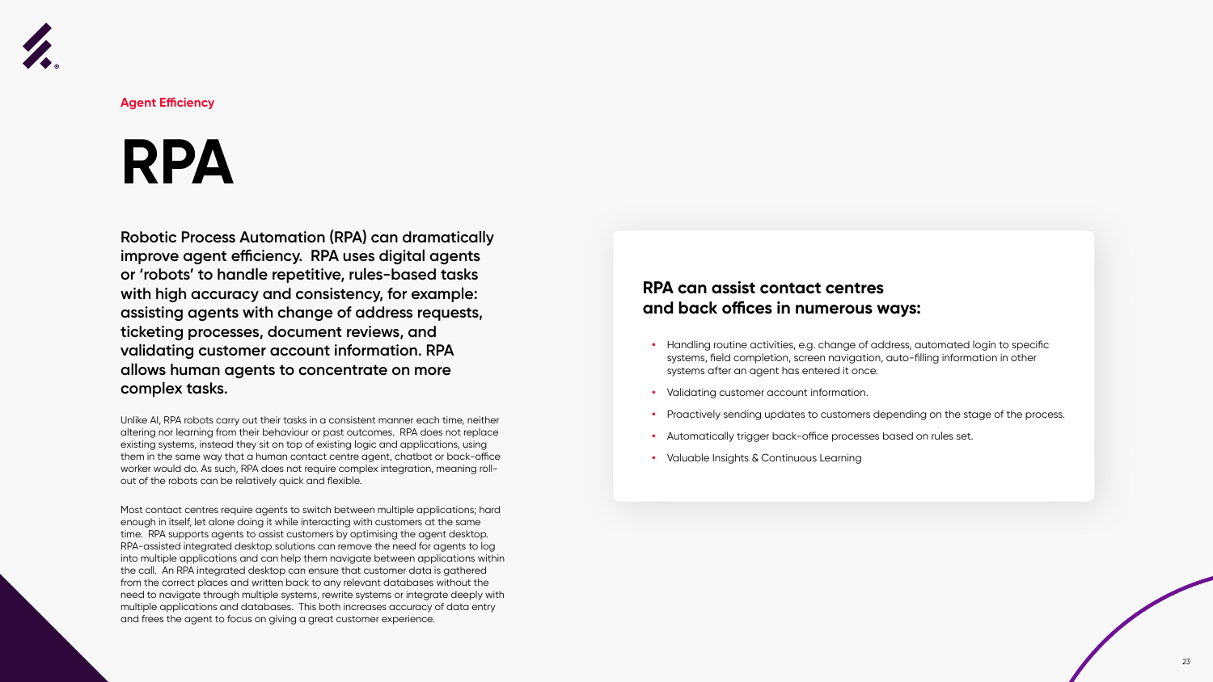Agent Efficiency

# RPA

**Robotic Process Automation (RPA) can dramatically improve agent efficiency. RPA uses digital agents or 'robots' to handle repetitive, rules-based tasks with high accuracy and consistency, for example: assisting agents with change of address requests, ticketing processes, document reviews, and validating customer account information. RPA allows human agents to concentrate on more complex tasks.**

Unlike AI, RPA robots carry out their tasks in a consistent manner each time, neither altering nor learning from their behaviour or past outcomes. RPA does not replace existing systems, instead they sit on top of existing logic and applications, using them in the same way that a human contact centre agent, chatbot or back-office worker would do. As such, RPA does not require complex integration, meaning roll-out of the robots can be relatively quick and flexible.

Most contact centres require agents to switch between multiple applications; hard enough in itself, let alone doing it while interacting with customers at the same time. RPA supports agents to assist customers by optimising the agent desktop. RPA-assisted integrated desktop solutions can remove the need for agents to log into multiple applications and can help them navigate between applications within the call. An RPA integrated desktop can ensure that customer data is gathered from the correct places and written back to any relevant databases without the need to navigate through multiple systems, rewrite systems or integrate deeply with multiple applications and databases. This both increases accuracy of data entry and frees the agent to focus on giving a great customer experience.

### RPA can assist contact centres and back offices in numerous ways:

- Handling routine activities, e.g. change of address, automated login to specific systems, field completion, screen navigation, auto-filling information in other systems after an agent has entered it once.
- Validating customer account information.
- Proactively sending updates to customers depending on the stage of the process.
- Automatically trigger back-office processes based on rules set.
- Valuable Insights & Continuous Learning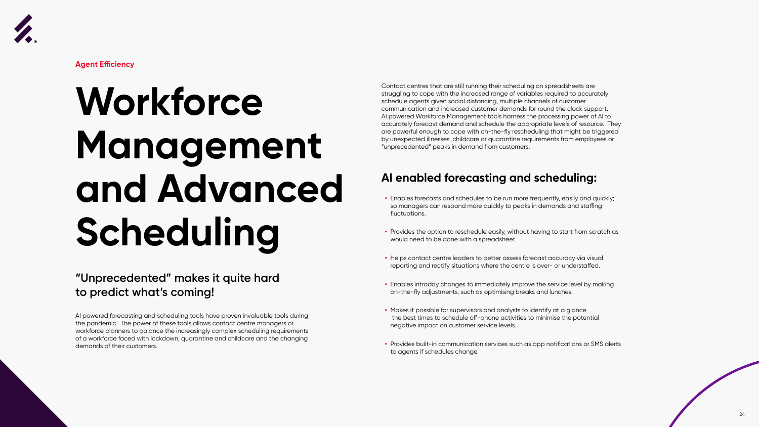Agent Efficiency

# Workforce Management and Advanced Scheduling

## "Unprecedented" makes it quite hard to predict what's coming!

AI powered forecasting and scheduling tools have proven invaluable tools during the pandemic. The power of these tools allows contact centre managers or workforce planners to balance the increasingly complex scheduling requirements of a workforce faced with lockdown, quarantine and childcare and the changing demands of their customers.

Contact centres that are still running their scheduling on spreadsheets are struggling to cope with the increased range of variables required to accurately schedule agents given social distancing, multiple channels of customer communication and increased customer demands for round the clock support. AI powered Workforce Management tools harness the processing power of AI to accurately forecast demand and schedule the appropriate levels of resource. They are powerful enough to cope with on-the-fly rescheduling that might be triggered by unexpected illnesses, childcare or quarantine requirements from employees or "unprecedented" peaks in demand from customers.

## AI enabled forecasting and scheduling:

- Enables forecasts and schedules to be run more frequently, easily and quickly; so managers can respond more quickly to peaks in demands and staffing fluctuations.
- Provides the option to reschedule easily, without having to start from scratch as would need to be done with a spreadsheet.
- Helps contact centre leaders to better assess forecast accuracy via visual reporting and rectify situations where the centre is over- or understaffed.
- Enables intraday changes to immediately improve the service level by making on-the-fly adjustments, such as optimising breaks and lunches.
- Makes it possible for supervisors and analysts to identify at a glance the best times to schedule off-phone activities to minimise the potential negative impact on customer service levels.
- Provides built-in communication services such as app notifications or SMS alerts to agents if schedules change.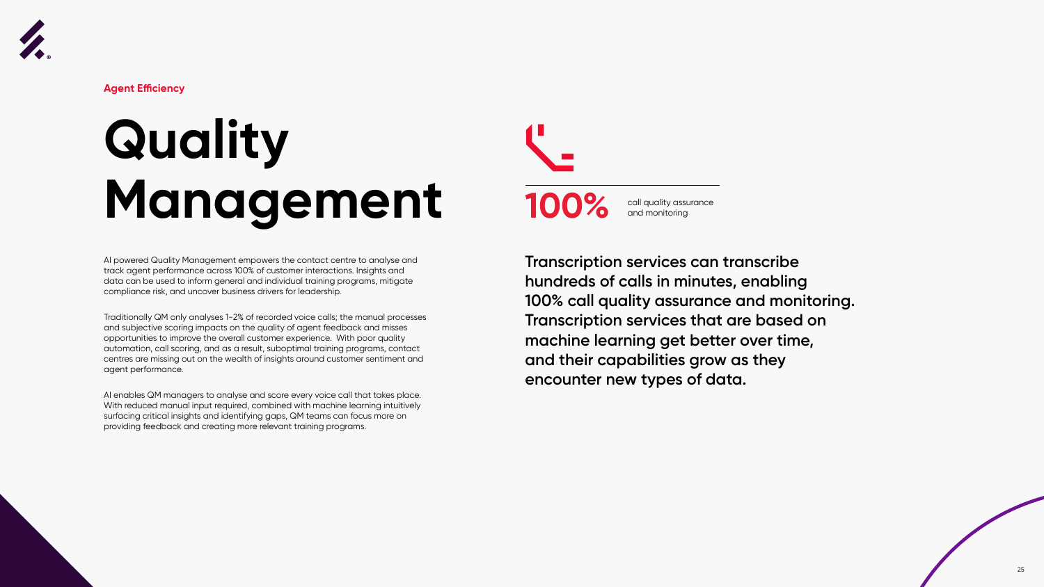Agent Efficiency

# Quality Management

AI powered Quality Management empowers the contact centre to analyse and track agent performance across 100% of customer interactions. Insights and data can be used to inform general and individual training programs, mitigate compliance risk, and uncover business drivers for leadership.

Traditionally QM only analyses 1-2% of recorded voice calls; the manual processes and subjective scoring impacts on the quality of agent feedback and misses opportunities to improve the overall customer experience. With poor quality automation, call scoring, and as a result, suboptimal training programs, contact centres are missing out on the wealth of insights around customer sentiment and agent performance.

AI enables QM managers to analyse and score every voice call that takes place. With reduced manual input required, combined with machine learning intuitively surfacing critical insights and identifying gaps, QM teams can focus more on providing feedback and creating more relevant training programs.

**100%** call quality assurance and monitoring

**Transcription services can transcribe hundreds of calls in minutes, enabling 100% call quality assurance and monitoring. Transcription services that are based on machine learning get better over time, and their capabilities grow as they encounter new types of data.**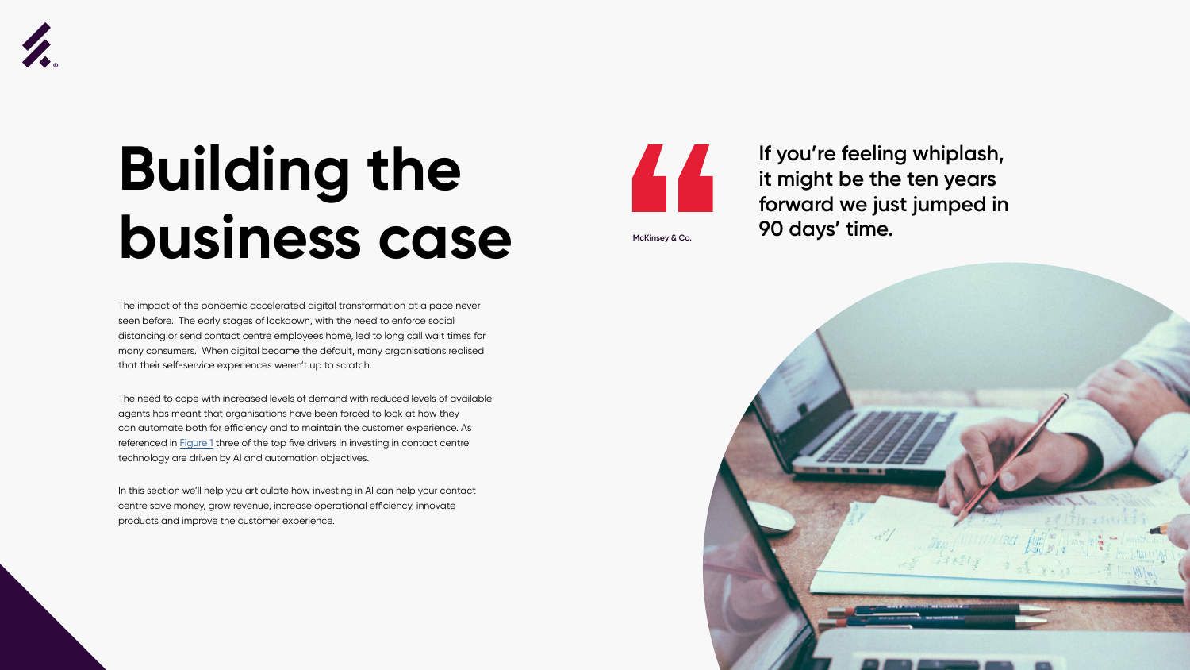# Building the business case

> If you're feeling whiplash, it might be the ten years forward we just jumped in 90 days' time.
>
> McKinsey & Co.

The impact of the pandemic accelerated digital transformation at a pace never seen before. The early stages of lockdown, with the need to enforce social distancing or send contact centre employees home, led to long call wait times for many consumers. When digital became the default, many organisations realised that their self-service experiences weren't up to scratch.

The need to cope with increased levels of demand with reduced levels of available agents has meant that organisations have been forced to look at how they can automate both for efficiency and to maintain the customer experience. As referenced in Figure 1 three of the top five drivers in investing in contact centre technology are driven by AI and automation objectives.

In this section we'll help you articulate how investing in AI can help your contact centre save money, grow revenue, increase operational efficiency, innovate products and improve the customer experience.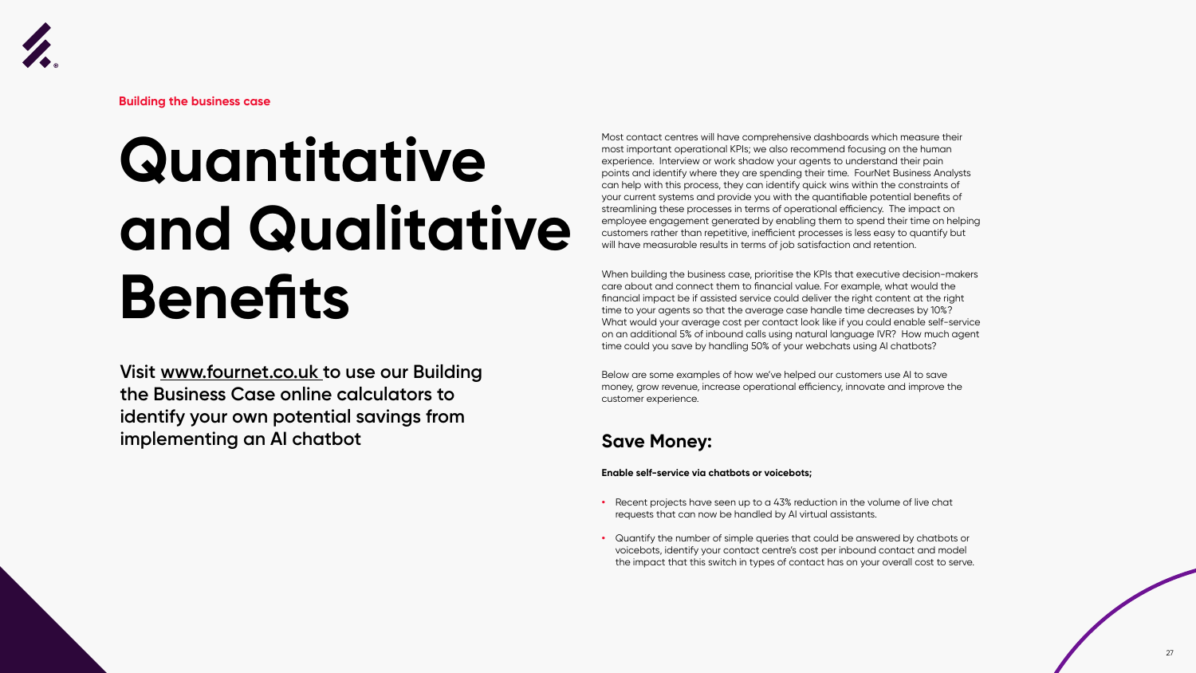**Building the business case**

# Quantitative and Qualitative Benefits

**Visit www.fournet.co.uk to use our Building the Business Case online calculators to identify your own potential savings from implementing an AI chatbot**

Most contact centres will have comprehensive dashboards which measure their most important operational KPIs; we also recommend focusing on the human experience. Interview or work shadow your agents to understand their pain points and identify where they are spending their time. FourNet Business Analysts can help with this process, they can identify quick wins within the constraints of your current systems and provide you with the quantifiable potential benefits of streamlining these processes in terms of operational efficiency. The impact on employee engagement generated by enabling them to spend their time on helping customers rather than repetitive, inefficient processes is less easy to quantify but will have measurable results in terms of job satisfaction and retention.

When building the business case, prioritise the KPIs that executive decision-makers care about and connect them to financial value. For example, what would the financial impact be if assisted service could deliver the right content at the right time to your agents so that the average case handle time decreases by 10%? What would your average cost per contact look like if you could enable self-service on an additional 5% of inbound calls using natural language IVR? How much agent time could you save by handling 50% of your webchats using AI chatbots?

Below are some examples of how we've helped our customers use AI to save money, grow revenue, increase operational efficiency, innovate and improve the customer experience.

## Save Money:

**Enable self-service via chatbots or voicebots;**

- Recent projects have seen up to a 43% reduction in the volume of live chat requests that can now be handled by AI virtual assistants.
- Quantify the number of simple queries that could be answered by chatbots or voicebots, identify your contact centre's cost per inbound contact and model the impact that this switch in types of contact has on your overall cost to serve.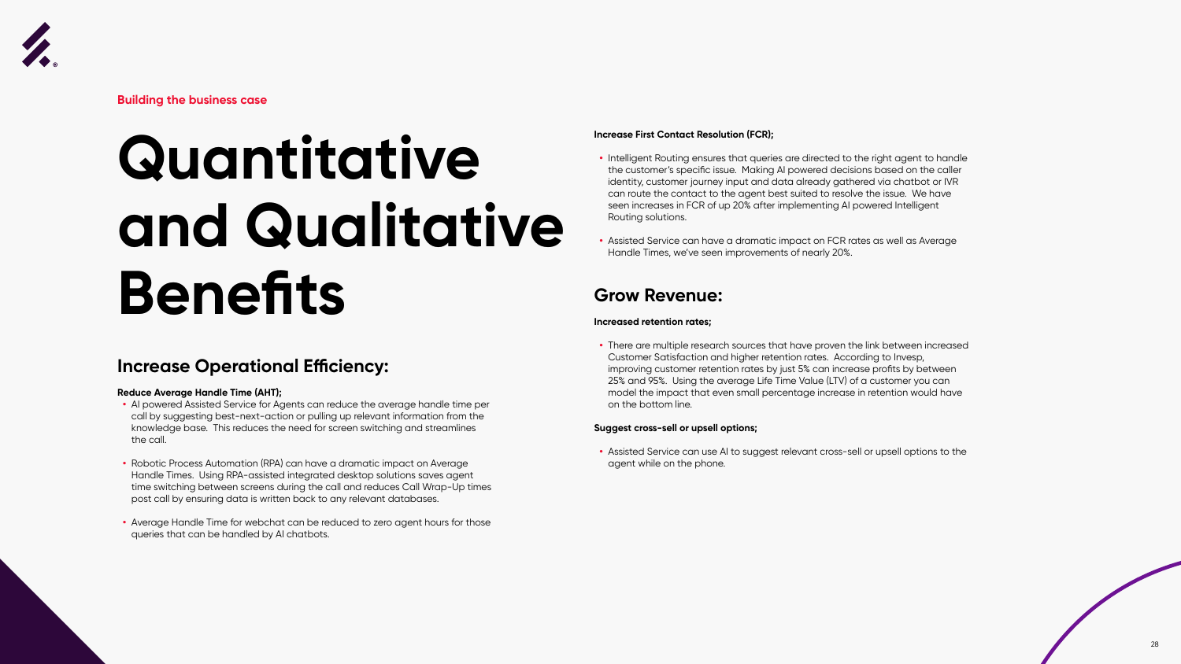Building the business case

# Quantitative and Qualitative Benefits

## Increase Operational Efficiency:

**Reduce Average Handle Time (AHT);**

- AI powered Assisted Service for Agents can reduce the average handle time per call by suggesting best-next-action or pulling up relevant information from the knowledge base. This reduces the need for screen switching and streamlines the call.
- Robotic Process Automation (RPA) can have a dramatic impact on Average Handle Times. Using RPA-assisted integrated desktop solutions saves agent time switching between screens during the call and reduces Call Wrap-Up times post call by ensuring data is written back to any relevant databases.
- Average Handle Time for webchat can be reduced to zero agent hours for those queries that can be handled by AI chatbots.

**Increase First Contact Resolution (FCR);**

- Intelligent Routing ensures that queries are directed to the right agent to handle the customer's specific issue. Making AI powered decisions based on the caller identity, customer journey input and data already gathered via chatbot or IVR can route the contact to the agent best suited to resolve the issue. We have seen increases in FCR of up 20% after implementing AI powered Intelligent Routing solutions.
- Assisted Service can have a dramatic impact on FCR rates as well as Average Handle Times, we've seen improvements of nearly 20%.

## Grow Revenue:

**Increased retention rates;**

- There are multiple research sources that have proven the link between increased Customer Satisfaction and higher retention rates. According to Invesp, improving customer retention rates by just 5% can increase profits by between 25% and 95%. Using the average Life Time Value (LTV) of a customer you can model the impact that even small percentage increase in retention would have on the bottom line.

**Suggest cross-sell or upsell options;**

- Assisted Service can use AI to suggest relevant cross-sell or upsell options to the agent while on the phone.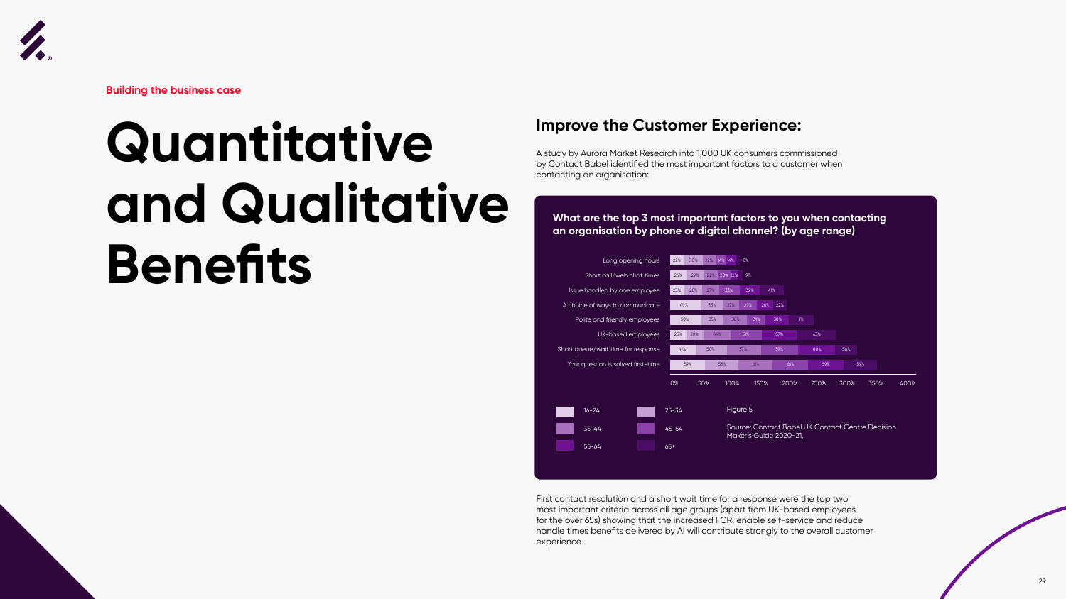Building the business case

# Quantitative and Qualitative Benefits

## Improve the Customer Experience:

A study by Aurora Market Research into 1,000 UK consumers commissioned by Contact Babel identified the most important factors to a customer when contacting an organisation:

**What are the top 3 most important factors to you when contacting an organisation by phone or digital channel? (by age range)**

| Factor | 16-24 | 25-34 | 35-44 | 45-54 | 55-64 | 65+ |
|---|---|---|---|---|---|---|
| Long opening hours | 22% | 30% | 22% | 14% | 14% | 8% |
| Short call/web chat times | 26% | 29% | 22% | 20% | 12% | 9% |
| Issue handled by one employee | 23% | 28% | 27% | 33% | 32% | 41% |
| A choice of ways to communicate | 49% | 35% | 27% | 29% | 26% | 22% |
| Polite and friendly employees | 50% | 35% | 38% | 31% | 38% | 1% |
| UK-based employees | 25% | 28% | 44% | 51% | 57% | 63% |
| Short queue/wait time for response | 41% | 50% | 57% | 59% | 60% | 58% |
| Your question is solved first-time | 59% | 58% | 61% | 61% | 59% | 59% |

Figure 5

Source: Contact Babel UK Contact Centre Decision Maker's Guide 2020-21.

First contact resolution and a short wait time for a response were the top two most important criteria across all age groups (apart from UK-based employees for the over 65s) showing that the increased FCR, enable self-service and reduce handle times benefits delivered by AI will contribute strongly to the overall customer experience.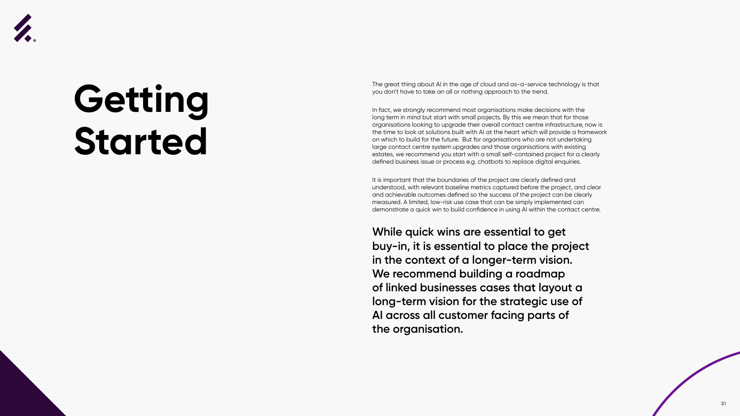# Getting Started

The great thing about AI in the age of cloud and as-a-service technology is that you don't have to take an all or nothing approach to the trend.

In fact, we strongly recommend most organisations make decisions with the long term in mind but start with small projects. By this we mean that for those organisations looking to upgrade their overall contact centre infrastructure, now is the time to look at solutions built with AI at the heart which will provide a framework on which to build for the future. But for organisations who are not undertaking large contact centre system upgrades and those organisations with existing estates, we recommend you start with a small self-contained project for a clearly defined business issue or process e.g. chatbots to replace digital enquiries.

It is important that the boundaries of the project are clearly defined and understood, with relevant baseline metrics captured before the project, and clear and achievable outcomes defined so the success of the project can be clearly measured. A limited, low-risk use case that can be simply implemented can demonstrate a quick win to build confidence in using AI within the contact centre.

**While quick wins are essential to get buy-in, it is essential to place the project in the context of a longer-term vision. We recommend building a roadmap of linked businesses cases that layout a long-term vision for the strategic use of AI across all customer facing parts of the organisation.**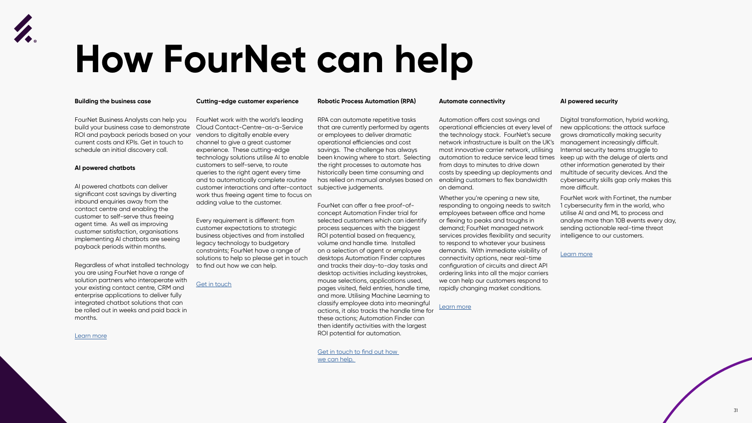# How FourNet can help

### Building the business case

FourNet Business Analysts can help you build your business case to demonstrate ROI and payback periods based on your current costs and KPIs. Get in touch to schedule an initial discovery call.

### AI powered chatbots

AI powered chatbots can deliver significant cost savings by diverting inbound enquiries away from the contact centre and enabling the customer to self-serve thus freeing agent time. As well as improving customer satisfaction, organisations implementing AI chatbots are seeing payback periods within months.

Regardless of what installed technology you are using FourNet have a range of solution partners who interoperate with your existing contact centre, CRM and enterprise applications to deliver fully integrated chatbot solutions that can be rolled out in weeks and paid back in months.

Learn more

### Cutting-edge customer experience

FourNet work with the world's leading Cloud Contact-Centre-as-a-Service vendors to digitally enable every channel to give a great customer experience. These cutting-edge technology solutions utilise AI to enable customers to self-serve, to route queries to the right agent every time and to automatically complete routine customer interactions and after-contact work thus freeing agent time to focus on adding value to the customer.

Every requirement is different: from customer expectations to strategic business objectives and from installed legacy technology to budgetary constraints; FourNet have a range of solutions to help so please get in touch to find out how we can help.

Get in touch

### Robotic Process Automation (RPA)

RPA can automate repetitive tasks that are currently performed by agents or employees to deliver dramatic operational efficiencies and cost savings. The challenge has always been knowing where to start. Selecting the right processes to automate has historically been time consuming and has relied on manual analyses based on subjective judgements.

FourNet can offer a free proof-of-concept Automation Finder trial for selected customers which can identify process sequences with the biggest ROI potential based on frequency, volume and handle time. Installed on a selection of agent or employee desktops Automation Finder captures and tracks their day-to-day tasks and desktop activities including keystrokes, mouse selections, applications used, pages visited, field entries, handle time, and more. Utilising Machine Learning to classify employee data into meaningful actions, it also tracks the handle time for these actions; Automation Finder can then identify activities with the largest ROI potential for automation.

Get in touch to find out how we can help.

### Automate connectivity

Automation offers cost savings and operational efficiencies at every level of the technology stack. FourNet's secure network infrastructure is built on the UK's most innovative carrier network, utilising automation to reduce service lead times from days to minutes to drive down costs by speeding up deployments and enabling customers to flex bandwidth on demand.

Whether you're opening a new site, responding to ongoing needs to switch employees between office and home or flexing to peaks and troughs in demand; FourNet managed network services provides flexibility and security to respond to whatever your business demands. With immediate visibility of connectivity options, near real-time configuration of circuits and direct API ordering links into all the major carriers we can help our customers respond to rapidly changing market conditions.

Learn more

### AI powered security

Digital transformation, hybrid working, new applications: the attack surface grows dramatically making security management increasingly difficult. Internal security teams struggle to keep up with the deluge of alerts and other information generated by their multitude of security devices. And the cybersecurity skills gap only makes this more difficult.

FourNet work with Fortinet, the number 1 cybersecurity firm in the world, who utilise AI and and ML to process and analyse more than 10B events every day, sending actionable real-time threat intelligence to our customers.

Learn more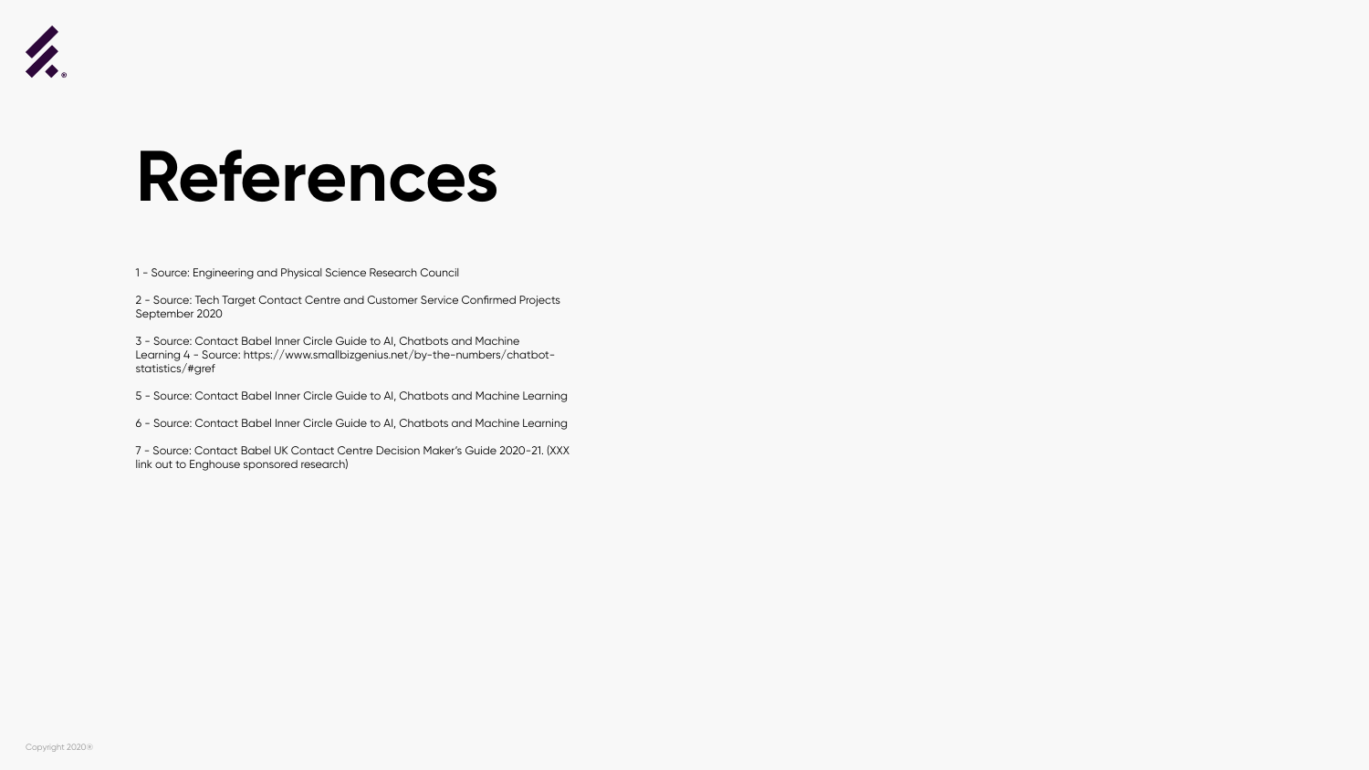# References

1 - Source: Engineering and Physical Science Research Council

2 - Source: Tech Target Contact Centre and Customer Service Confirmed Projects September 2020

3 - Source: Contact Babel Inner Circle Guide to AI, Chatbots and Machine Learning 4 - Source: https://www.smallbizgenius.net/by-the-numbers/chatbot-statistics/#gref

5 - Source: Contact Babel Inner Circle Guide to AI, Chatbots and Machine Learning

6 - Source: Contact Babel Inner Circle Guide to AI, Chatbots and Machine Learning

7 - Source: Contact Babel UK Contact Centre Decision Maker's Guide 2020-21. (XXX link out to Enghouse sponsored research)

Copyright 2020®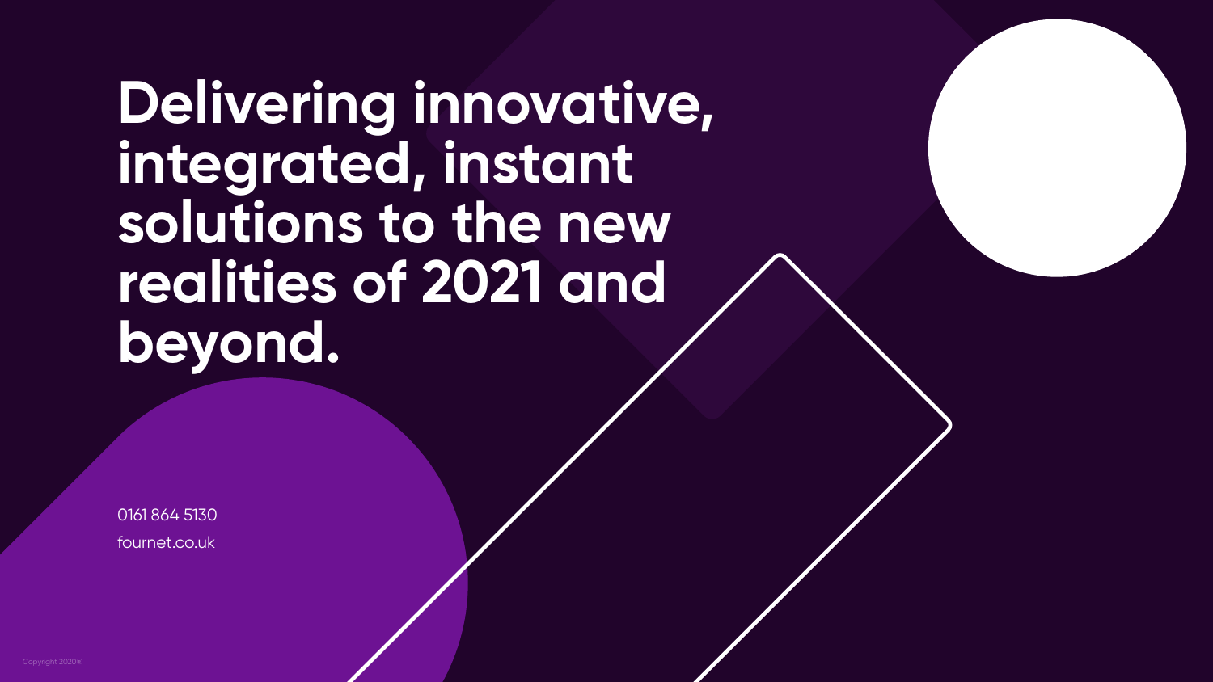# Delivering innovative, integrated, instant solutions to the new realities of 2021 and beyond.

0161 864 5130

fournet.co.uk

Copyright 2020®